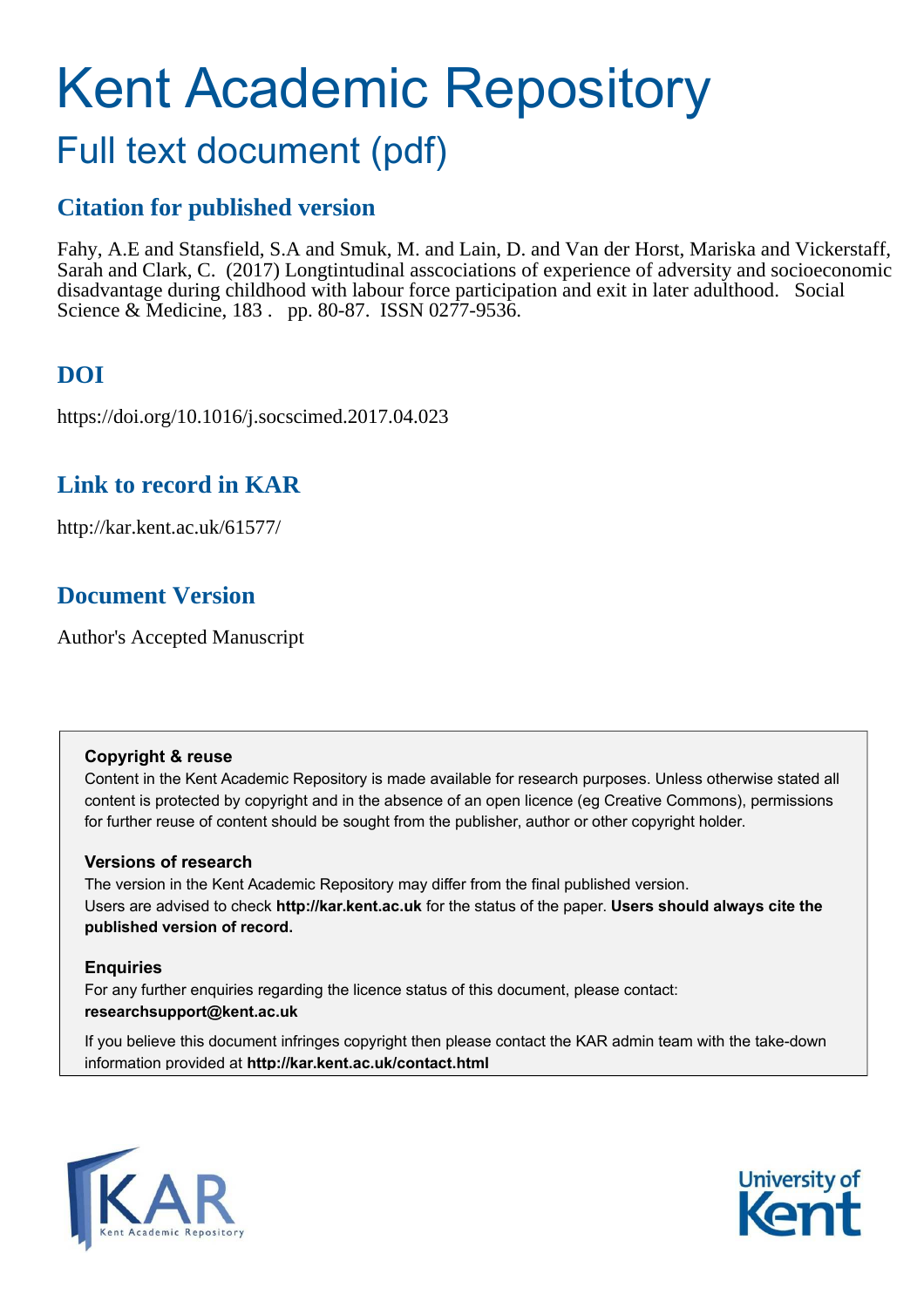# Kent Academic Repository

## Full text document (pdf)

## Citation for published version

Fahy, A.E and Stansfield, S.A and Smuk, M. and Lain, D. and Van der Horst, Mariska and Vickerstaff, Sarah and Clark, C. (2017) Longtintudinal asscociations of experience of adversity and socioeconomic disadvantage during childhood with labour force participation and exit in later adulthood. Social Science & Medicine, 183 . pp. 80-87. ISSN 0277-9536.

## DOI

https://doi.org/10.1016/j.socscimed.2017.04.023

## Link to record in KAR

http://kar.kent.ac.uk/61577/

## Document Version

Author's Accepted Manuscript

**Copyright & reuse**

Content in the Kent Academic Repository is made available for research purposes. Unless otherwise stated all content is protected by copyright and in the absence of an open licence (eg Creative Commons), permissions for further reuse of content should be sought from the publisher, author or other copyright holder.

**Versions of research**

The version in the Kent Academic Repository may differ from the final published version. Users are advised to check **http://kar.kent.ac.uk** for the status of the paper. **Users should always cite the published version of record.**

**Enquiries**

For any further enquiries regarding the licence status of this document, please contact: **researchsupport@kent.ac.uk**

If you believe this document infringes copyright then please contact the KAR admin team with the take-down information provided at **http://kar.kent.ac.uk/contact.html**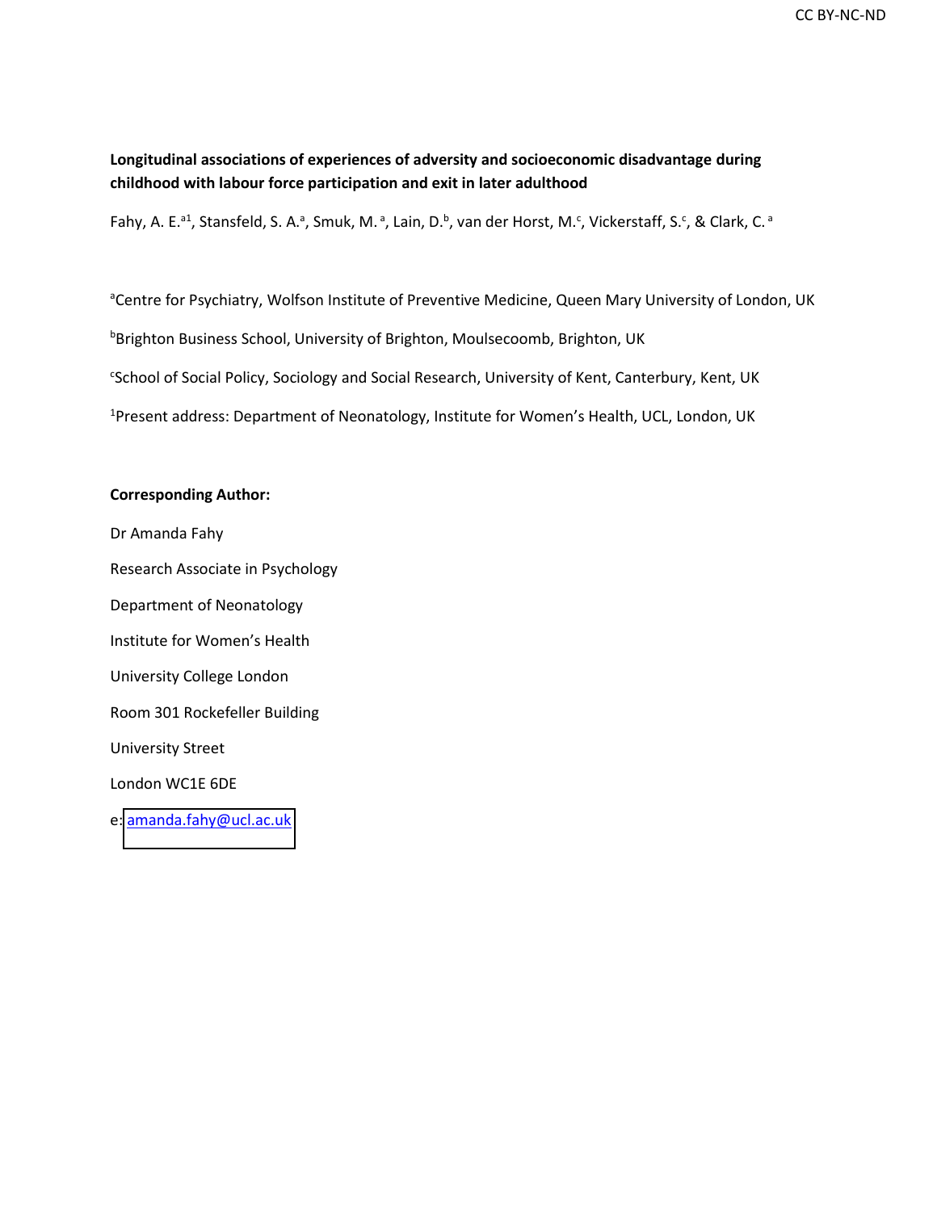CC BY-NC-ND

**Longitudinal associations of experiences of adversity and socioeconomic disadvantage during childhood with labour force participation and exit in later adulthood**

Fahy, A. E.[a1], Stansfeld, S. A.[a], Smuk, M. [a], Lain, D.[b], van der Horst, M.[c], Vickerstaff, S.[c], & Clark, C. [a]

[a]Centre for Psychiatry, Wolfson Institute of Preventive Medicine, Queen Mary University of London, UK

[b]Brighton Business School, University of Brighton, Moulsecoomb, Brighton, UK

[c]School of Social Policy, Sociology and Social Research, University of Kent, Canterbury, Kent, UK

[1]Present address: Department of Neonatology, Institute for Women's Health, UCL, London, UK

**Corresponding Author:**

Dr Amanda Fahy

Research Associate in Psychology

Department of Neonatology

Institute for Women's Health

University College London

Room 301 Rockefeller Building

University Street

London WC1E 6DE

e: amanda.fahy@ucl.ac.uk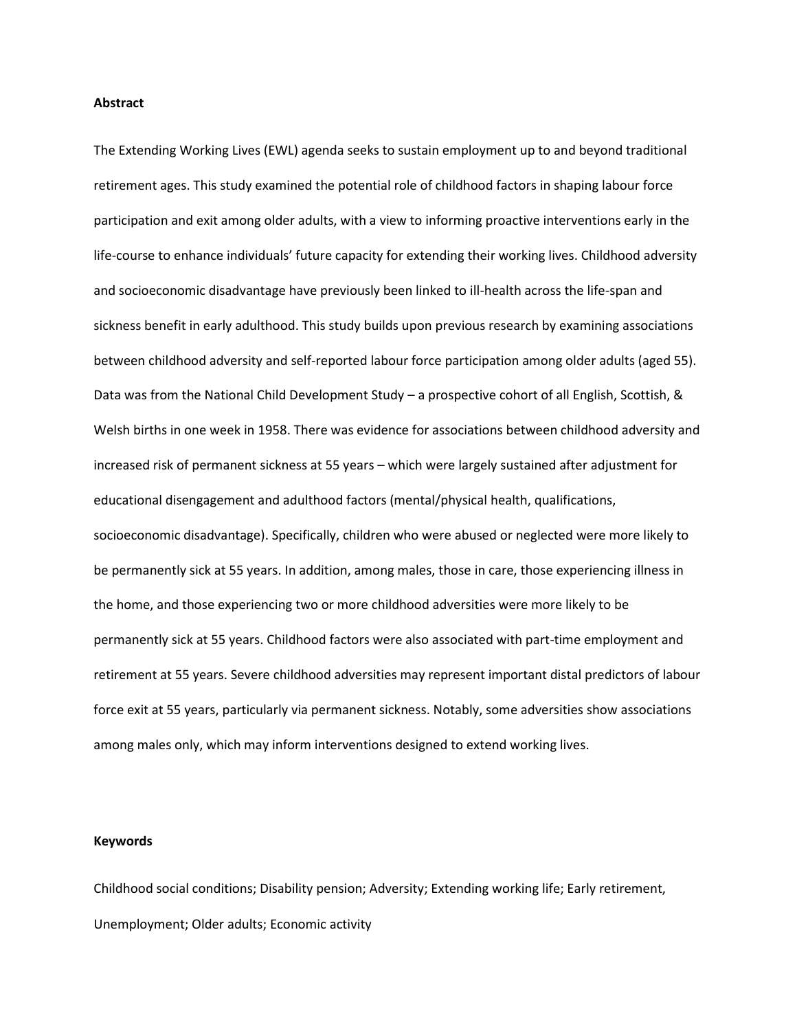**Abstract**

The Extending Working Lives (EWL) agenda seeks to sustain employment up to and beyond traditional retirement ages. This study examined the potential role of childhood factors in shaping labour force participation and exit among older adults, with a view to informing proactive interventions early in the life-course to enhance individuals' future capacity for extending their working lives. Childhood adversity and socioeconomic disadvantage have previously been linked to ill-health across the life-span and sickness benefit in early adulthood. This study builds upon previous research by examining associations between childhood adversity and self-reported labour force participation among older adults (aged 55). Data was from the National Child Development Study – a prospective cohort of all English, Scottish, & Welsh births in one week in 1958. There was evidence for associations between childhood adversity and increased risk of permanent sickness at 55 years – which were largely sustained after adjustment for educational disengagement and adulthood factors (mental/physical health, qualifications, socioeconomic disadvantage). Specifically, children who were abused or neglected were more likely to be permanently sick at 55 years. In addition, among males, those in care, those experiencing illness in the home, and those experiencing two or more childhood adversities were more likely to be permanently sick at 55 years. Childhood factors were also associated with part-time employment and retirement at 55 years. Severe childhood adversities may represent important distal predictors of labour force exit at 55 years, particularly via permanent sickness. Notably, some adversities show associations among males only, which may inform interventions designed to extend working lives.

**Keywords**

Childhood social conditions; Disability pension; Adversity; Extending working life; Early retirement, Unemployment; Older adults; Economic activity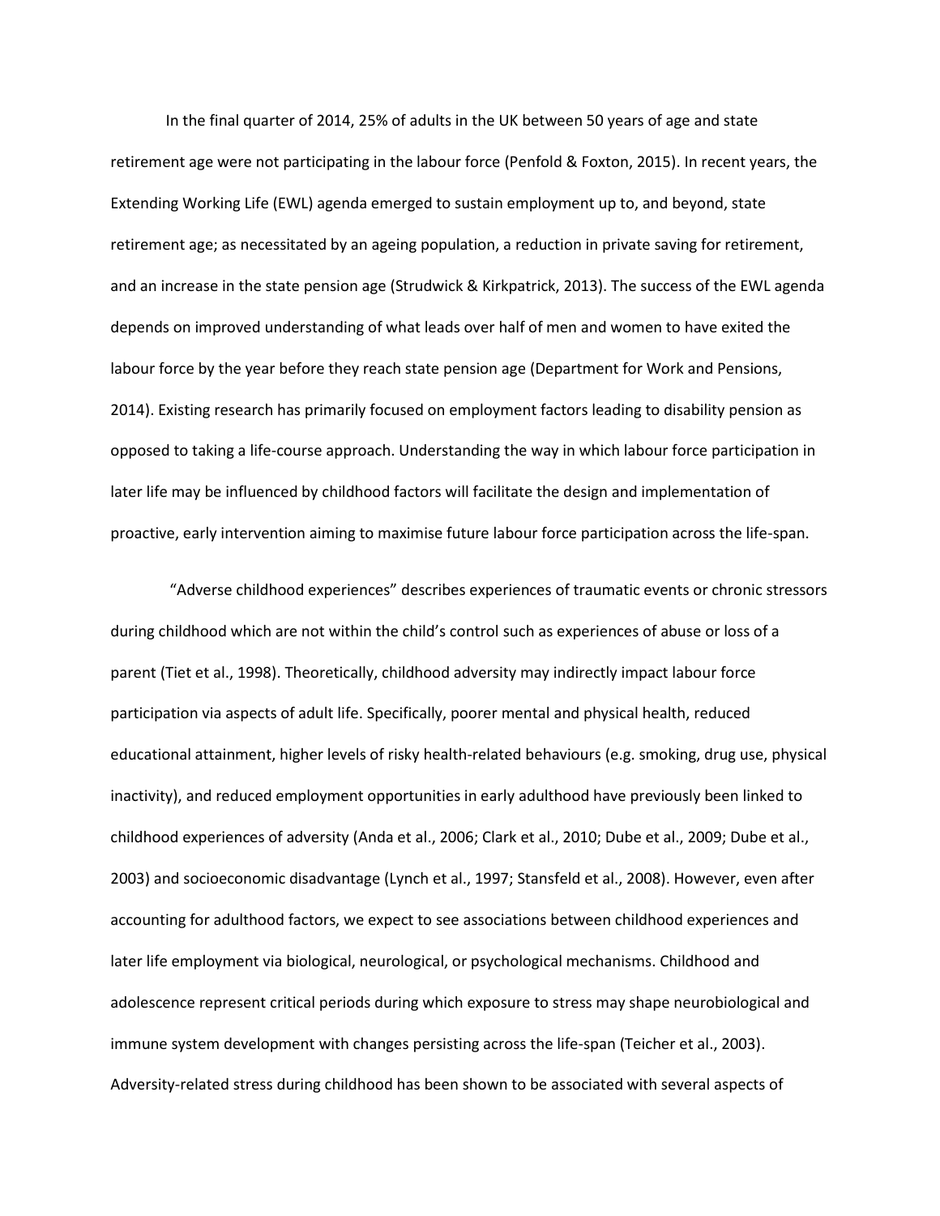In the final quarter of 2014, 25% of adults in the UK between 50 years of age and state retirement age were not participating in the labour force (Penfold & Foxton, 2015). In recent years, the Extending Working Life (EWL) agenda emerged to sustain employment up to, and beyond, state retirement age; as necessitated by an ageing population, a reduction in private saving for retirement, and an increase in the state pension age (Strudwick & Kirkpatrick, 2013). The success of the EWL agenda depends on improved understanding of what leads over half of men and women to have exited the labour force by the year before they reach state pension age (Department for Work and Pensions, 2014). Existing research has primarily focused on employment factors leading to disability pension as opposed to taking a life-course approach. Understanding the way in which labour force participation in later life may be influenced by childhood factors will facilitate the design and implementation of proactive, early intervention aiming to maximise future labour force participation across the life-span.

"Adverse childhood experiences" describes experiences of traumatic events or chronic stressors during childhood which are not within the child's control such as experiences of abuse or loss of a parent (Tiet et al., 1998). Theoretically, childhood adversity may indirectly impact labour force participation via aspects of adult life. Specifically, poorer mental and physical health, reduced educational attainment, higher levels of risky health-related behaviours (e.g. smoking, drug use, physical inactivity), and reduced employment opportunities in early adulthood have previously been linked to childhood experiences of adversity (Anda et al., 2006; Clark et al., 2010; Dube et al., 2009; Dube et al., 2003) and socioeconomic disadvantage (Lynch et al., 1997; Stansfeld et al., 2008). However, even after accounting for adulthood factors, we expect to see associations between childhood experiences and later life employment via biological, neurological, or psychological mechanisms. Childhood and adolescence represent critical periods during which exposure to stress may shape neurobiological and immune system development with changes persisting across the life-span (Teicher et al., 2003). Adversity-related stress during childhood has been shown to be associated with several aspects of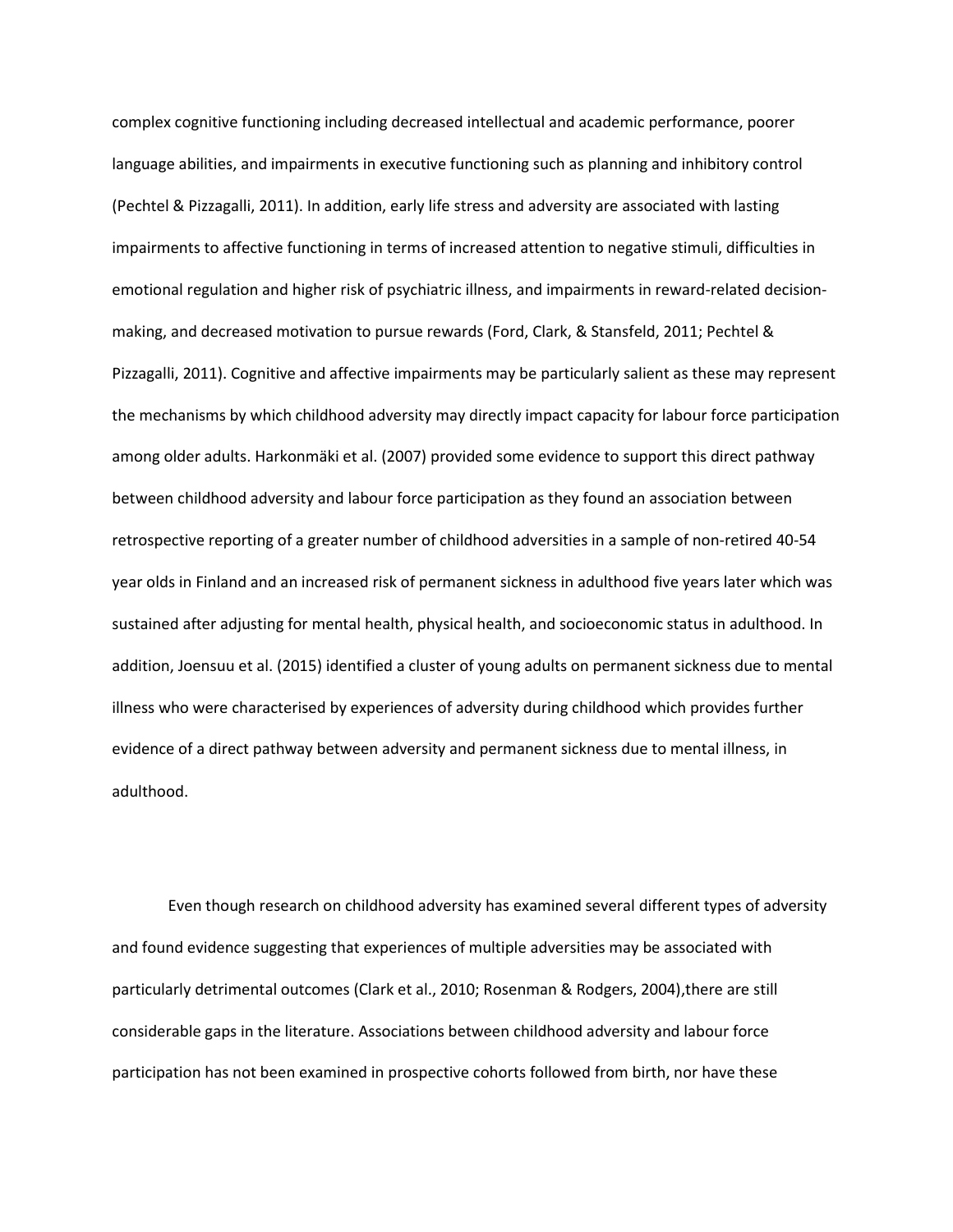complex cognitive functioning including decreased intellectual and academic performance, poorer language abilities, and impairments in executive functioning such as planning and inhibitory control (Pechtel & Pizzagalli, 2011). In addition, early life stress and adversity are associated with lasting impairments to affective functioning in terms of increased attention to negative stimuli, difficulties in emotional regulation and higher risk of psychiatric illness, and impairments in reward-related decision-making, and decreased motivation to pursue rewards (Ford, Clark, & Stansfeld, 2011; Pechtel & Pizzagalli, 2011). Cognitive and affective impairments may be particularly salient as these may represent the mechanisms by which childhood adversity may directly impact capacity for labour force participation among older adults. Harkonmäki et al. (2007) provided some evidence to support this direct pathway between childhood adversity and labour force participation as they found an association between retrospective reporting of a greater number of childhood adversities in a sample of non-retired 40-54 year olds in Finland and an increased risk of permanent sickness in adulthood five years later which was sustained after adjusting for mental health, physical health, and socioeconomic status in adulthood. In addition, Joensuu et al. (2015) identified a cluster of young adults on permanent sickness due to mental illness who were characterised by experiences of adversity during childhood which provides further evidence of a direct pathway between adversity and permanent sickness due to mental illness, in adulthood.

Even though research on childhood adversity has examined several different types of adversity and found evidence suggesting that experiences of multiple adversities may be associated with particularly detrimental outcomes (Clark et al., 2010; Rosenman & Rodgers, 2004),there are still considerable gaps in the literature. Associations between childhood adversity and labour force participation has not been examined in prospective cohorts followed from birth, nor have these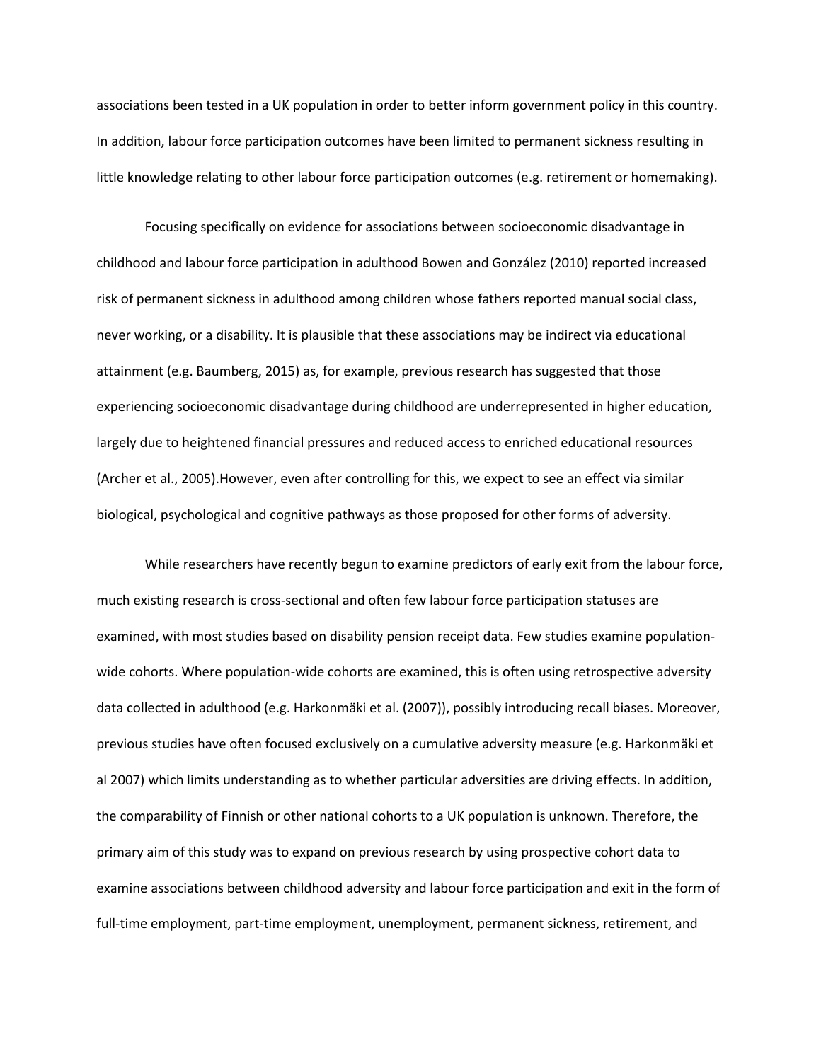associations been tested in a UK population in order to better inform government policy in this country. In addition, labour force participation outcomes have been limited to permanent sickness resulting in little knowledge relating to other labour force participation outcomes (e.g. retirement or homemaking).

Focusing specifically on evidence for associations between socioeconomic disadvantage in childhood and labour force participation in adulthood Bowen and González (2010) reported increased risk of permanent sickness in adulthood among children whose fathers reported manual social class, never working, or a disability. It is plausible that these associations may be indirect via educational attainment (e.g. Baumberg, 2015) as, for example, previous research has suggested that those experiencing socioeconomic disadvantage during childhood are underrepresented in higher education, largely due to heightened financial pressures and reduced access to enriched educational resources (Archer et al., 2005).However, even after controlling for this, we expect to see an effect via similar biological, psychological and cognitive pathways as those proposed for other forms of adversity.

While researchers have recently begun to examine predictors of early exit from the labour force, much existing research is cross-sectional and often few labour force participation statuses are examined, with most studies based on disability pension receipt data. Few studies examine population-wide cohorts. Where population-wide cohorts are examined, this is often using retrospective adversity data collected in adulthood (e.g. Harkonmäki et al. (2007)), possibly introducing recall biases. Moreover, previous studies have often focused exclusively on a cumulative adversity measure (e.g. Harkonmäki et al 2007) which limits understanding as to whether particular adversities are driving effects. In addition, the comparability of Finnish or other national cohorts to a UK population is unknown. Therefore, the primary aim of this study was to expand on previous research by using prospective cohort data to examine associations between childhood adversity and labour force participation and exit in the form of full-time employment, part-time employment, unemployment, permanent sickness, retirement, and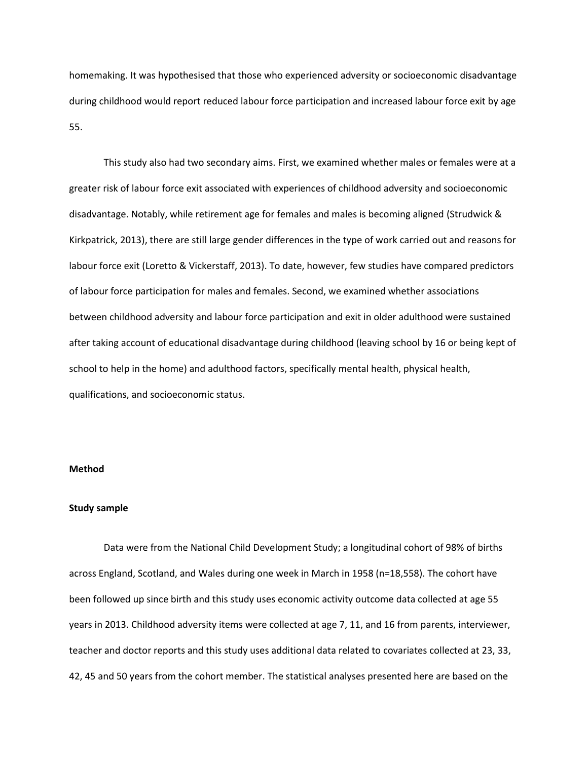homemaking. It was hypothesised that those who experienced adversity or socioeconomic disadvantage during childhood would report reduced labour force participation and increased labour force exit by age 55.

This study also had two secondary aims. First, we examined whether males or females were at a greater risk of labour force exit associated with experiences of childhood adversity and socioeconomic disadvantage. Notably, while retirement age for females and males is becoming aligned (Strudwick & Kirkpatrick, 2013), there are still large gender differences in the type of work carried out and reasons for labour force exit (Loretto & Vickerstaff, 2013). To date, however, few studies have compared predictors of labour force participation for males and females. Second, we examined whether associations between childhood adversity and labour force participation and exit in older adulthood were sustained after taking account of educational disadvantage during childhood (leaving school by 16 or being kept of school to help in the home) and adulthood factors, specifically mental health, physical health, qualifications, and socioeconomic status.

## Method

### Study sample

Data were from the National Child Development Study; a longitudinal cohort of 98% of births across England, Scotland, and Wales during one week in March in 1958 (n=18,558). The cohort have been followed up since birth and this study uses economic activity outcome data collected at age 55 years in 2013. Childhood adversity items were collected at age 7, 11, and 16 from parents, interviewer, teacher and doctor reports and this study uses additional data related to covariates collected at 23, 33, 42, 45 and 50 years from the cohort member. The statistical analyses presented here are based on the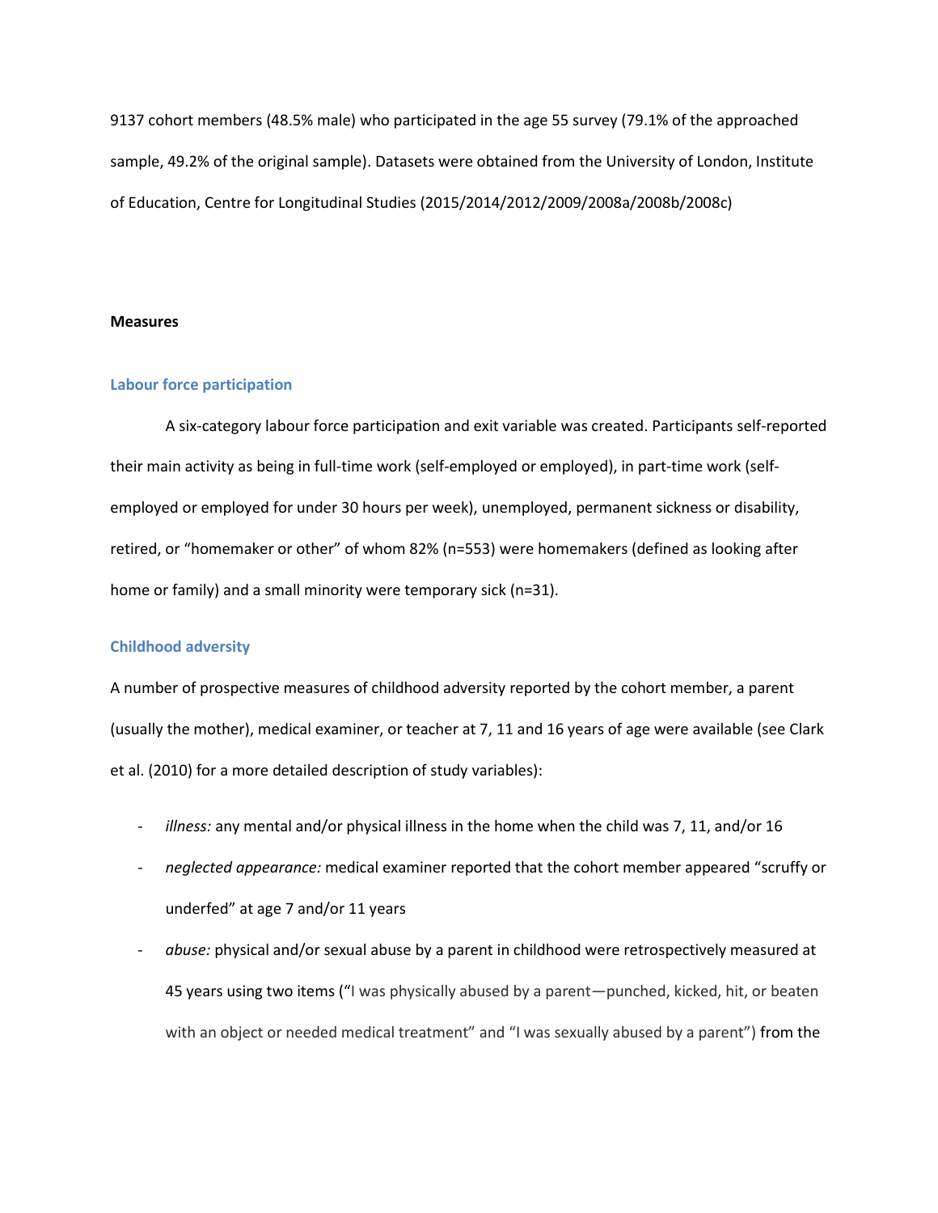9137 cohort members (48.5% male) who participated in the age 55 survey (79.1% of the approached sample, 49.2% of the original sample). Datasets were obtained from the University of London, Institute of Education, Centre for Longitudinal Studies (2015/2014/2012/2009/2008a/2008b/2008c)

**Measures**

### Labour force participation

A six-category labour force participation and exit variable was created. Participants self-reported their main activity as being in full-time work (self-employed or employed), in part-time work (self-employed or employed for under 30 hours per week), unemployed, permanent sickness or disability, retired, or "homemaker or other" of whom 82% (n=553) were homemakers (defined as looking after home or family) and a small minority were temporary sick (n=31).

### Childhood adversity

A number of prospective measures of childhood adversity reported by the cohort member, a parent (usually the mother), medical examiner, or teacher at 7, 11 and 16 years of age were available (see Clark et al. (2010) for a more detailed description of study variables):

- *illness:* any mental and/or physical illness in the home when the child was 7, 11, and/or 16
- *neglected appearance:* medical examiner reported that the cohort member appeared "scruffy or underfed" at age 7 and/or 11 years
- *abuse:* physical and/or sexual abuse by a parent in childhood were retrospectively measured at 45 years using two items ("I was physically abused by a parent—punched, kicked, hit, or beaten with an object or needed medical treatment" and "I was sexually abused by a parent") from the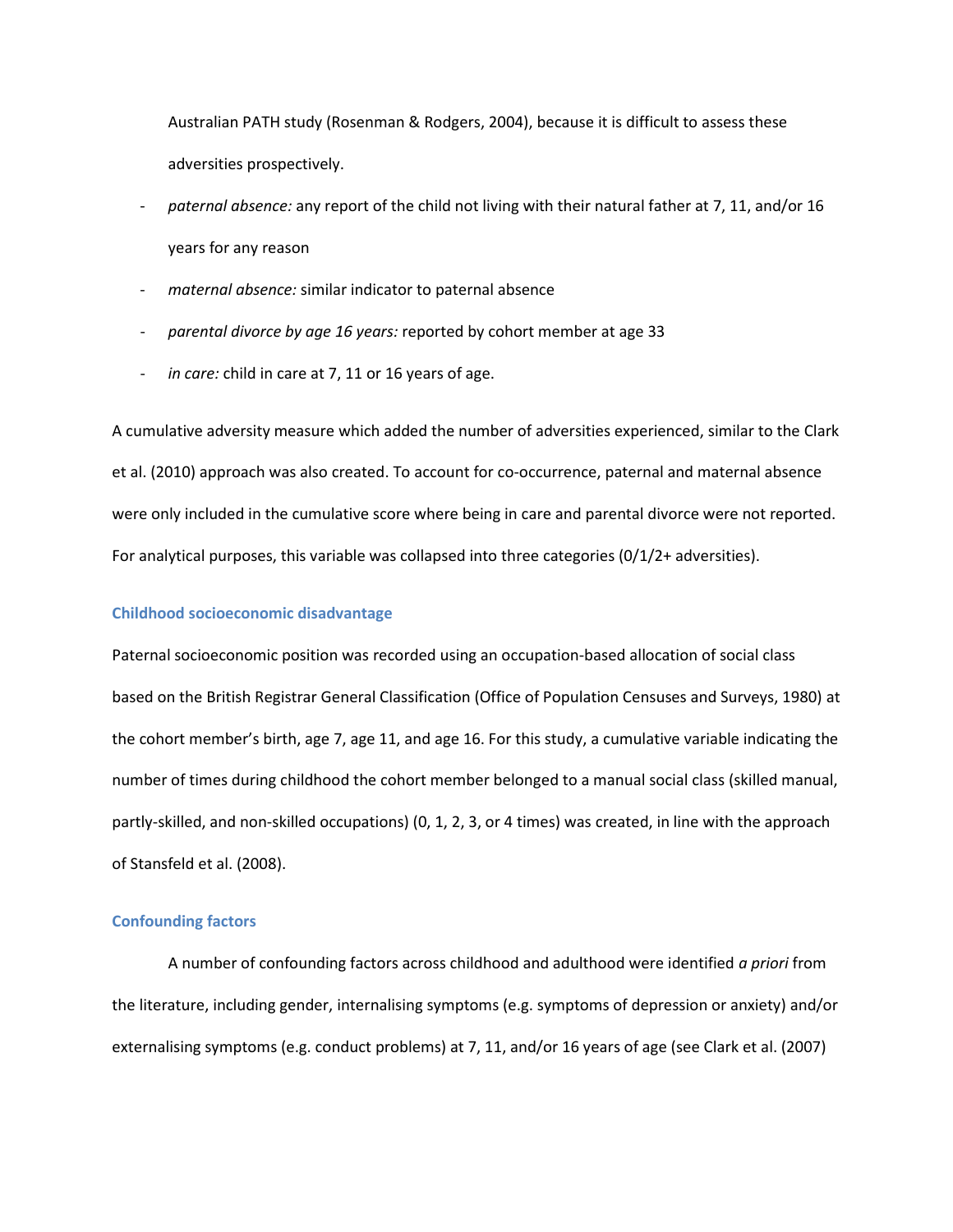Australian PATH study (Rosenman & Rodgers, 2004), because it is difficult to assess these adversities prospectively.

- *paternal absence:* any report of the child not living with their natural father at 7, 11, and/or 16 years for any reason
- *maternal absence:* similar indicator to paternal absence
- *parental divorce by age 16 years:* reported by cohort member at age 33
- *in care:* child in care at 7, 11 or 16 years of age.

A cumulative adversity measure which added the number of adversities experienced, similar to the Clark et al. (2010) approach was also created. To account for co-occurrence, paternal and maternal absence were only included in the cumulative score where being in care and parental divorce were not reported. For analytical purposes, this variable was collapsed into three categories (0/1/2+ adversities).

### Childhood socioeconomic disadvantage

Paternal socioeconomic position was recorded using an occupation-based allocation of social class based on the British Registrar General Classification (Office of Population Censuses and Surveys, 1980) at the cohort member's birth, age 7, age 11, and age 16. For this study, a cumulative variable indicating the number of times during childhood the cohort member belonged to a manual social class (skilled manual, partly-skilled, and non-skilled occupations) (0, 1, 2, 3, or 4 times) was created, in line with the approach of Stansfeld et al. (2008).

### Confounding factors

A number of confounding factors across childhood and adulthood were identified *a priori* from the literature, including gender, internalising symptoms (e.g. symptoms of depression or anxiety) and/or externalising symptoms (e.g. conduct problems) at 7, 11, and/or 16 years of age (see Clark et al. (2007)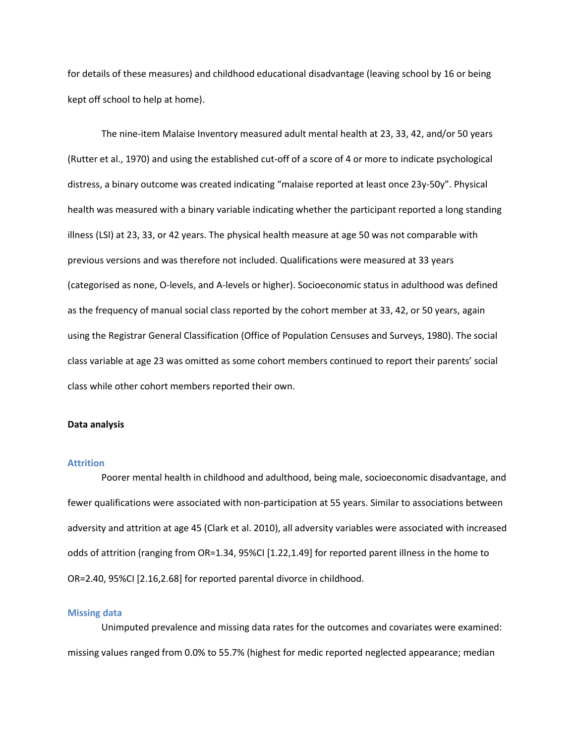for details of these measures) and childhood educational disadvantage (leaving school by 16 or being kept off school to help at home).

The nine-item Malaise Inventory measured adult mental health at 23, 33, 42, and/or 50 years (Rutter et al., 1970) and using the established cut-off of a score of 4 or more to indicate psychological distress, a binary outcome was created indicating "malaise reported at least once 23y-50y". Physical health was measured with a binary variable indicating whether the participant reported a long standing illness (LSI) at 23, 33, or 42 years. The physical health measure at age 50 was not comparable with previous versions and was therefore not included. Qualifications were measured at 33 years (categorised as none, O-levels, and A-levels or higher). Socioeconomic status in adulthood was defined as the frequency of manual social class reported by the cohort member at 33, 42, or 50 years, again using the Registrar General Classification (Office of Population Censuses and Surveys, 1980). The social class variable at age 23 was omitted as some cohort members continued to report their parents' social class while other cohort members reported their own.

**Data analysis**

### Attrition

Poorer mental health in childhood and adulthood, being male, socioeconomic disadvantage, and fewer qualifications were associated with non-participation at 55 years. Similar to associations between adversity and attrition at age 45 (Clark et al. 2010), all adversity variables were associated with increased odds of attrition (ranging from OR=1.34, 95%CI [1.22,1.49] for reported parent illness in the home to OR=2.40, 95%CI [2.16,2.68] for reported parental divorce in childhood.

### Missing data

Unimputed prevalence and missing data rates for the outcomes and covariates were examined: missing values ranged from 0.0% to 55.7% (highest for medic reported neglected appearance; median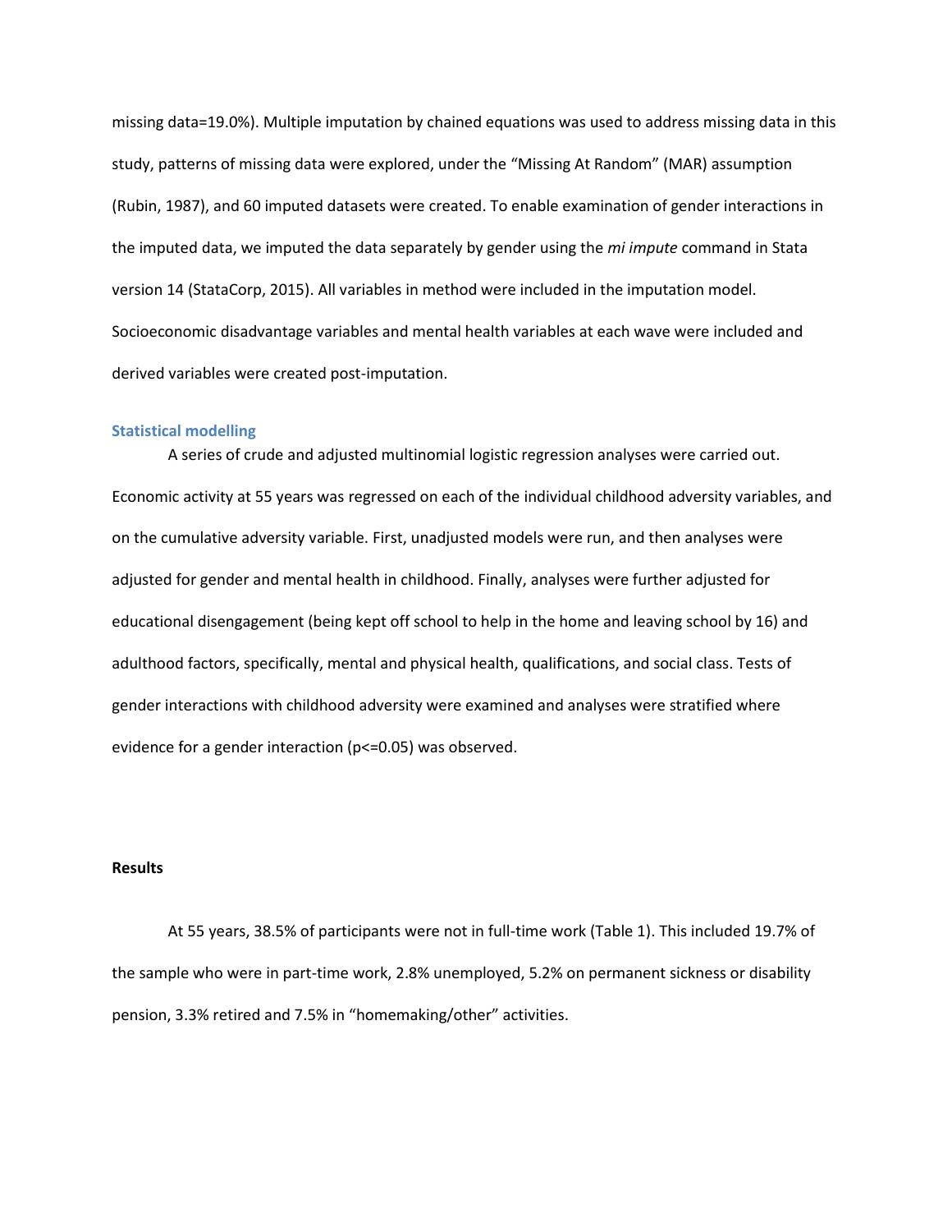missing data=19.0%). Multiple imputation by chained equations was used to address missing data in this study, patterns of missing data were explored, under the "Missing At Random" (MAR) assumption (Rubin, 1987), and 60 imputed datasets were created. To enable examination of gender interactions in the imputed data, we imputed the data separately by gender using the *mi impute* command in Stata version 14 (StataCorp, 2015). All variables in method were included in the imputation model. Socioeconomic disadvantage variables and mental health variables at each wave were included and derived variables were created post-imputation.

### Statistical modelling

A series of crude and adjusted multinomial logistic regression analyses were carried out. Economic activity at 55 years was regressed on each of the individual childhood adversity variables, and on the cumulative adversity variable. First, unadjusted models were run, and then analyses were adjusted for gender and mental health in childhood. Finally, analyses were further adjusted for educational disengagement (being kept off school to help in the home and leaving school by 16) and adulthood factors, specifically, mental and physical health, qualifications, and social class. Tests of gender interactions with childhood adversity were examined and analyses were stratified where evidence for a gender interaction ($p<=0.05$) was observed.

## Results

At 55 years, 38.5% of participants were not in full-time work (Table 1). This included 19.7% of the sample who were in part-time work, 2.8% unemployed, 5.2% on permanent sickness or disability pension, 3.3% retired and 7.5% in "homemaking/other" activities.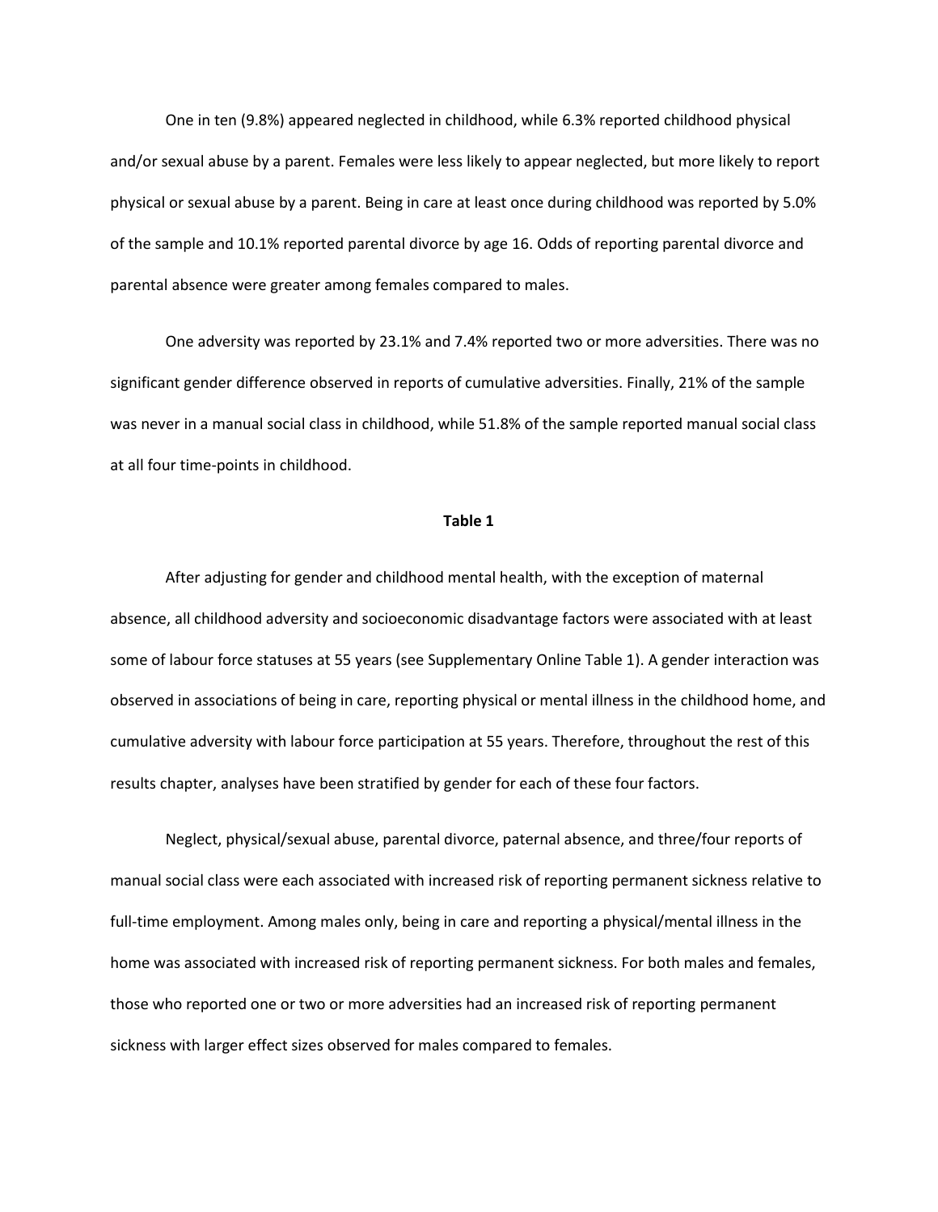One in ten (9.8%) appeared neglected in childhood, while 6.3% reported childhood physical and/or sexual abuse by a parent. Females were less likely to appear neglected, but more likely to report physical or sexual abuse by a parent. Being in care at least once during childhood was reported by 5.0% of the sample and 10.1% reported parental divorce by age 16. Odds of reporting parental divorce and parental absence were greater among females compared to males.

One adversity was reported by 23.1% and 7.4% reported two or more adversities. There was no significant gender difference observed in reports of cumulative adversities. Finally, 21% of the sample was never in a manual social class in childhood, while 51.8% of the sample reported manual social class at all four time-points in childhood.

**Table 1**

After adjusting for gender and childhood mental health, with the exception of maternal absence, all childhood adversity and socioeconomic disadvantage factors were associated with at least some of labour force statuses at 55 years (see Supplementary Online Table 1). A gender interaction was observed in associations of being in care, reporting physical or mental illness in the childhood home, and cumulative adversity with labour force participation at 55 years. Therefore, throughout the rest of this results chapter, analyses have been stratified by gender for each of these four factors.

Neglect, physical/sexual abuse, parental divorce, paternal absence, and three/four reports of manual social class were each associated with increased risk of reporting permanent sickness relative to full-time employment. Among males only, being in care and reporting a physical/mental illness in the home was associated with increased risk of reporting permanent sickness. For both males and females, those who reported one or two or more adversities had an increased risk of reporting permanent sickness with larger effect sizes observed for males compared to females.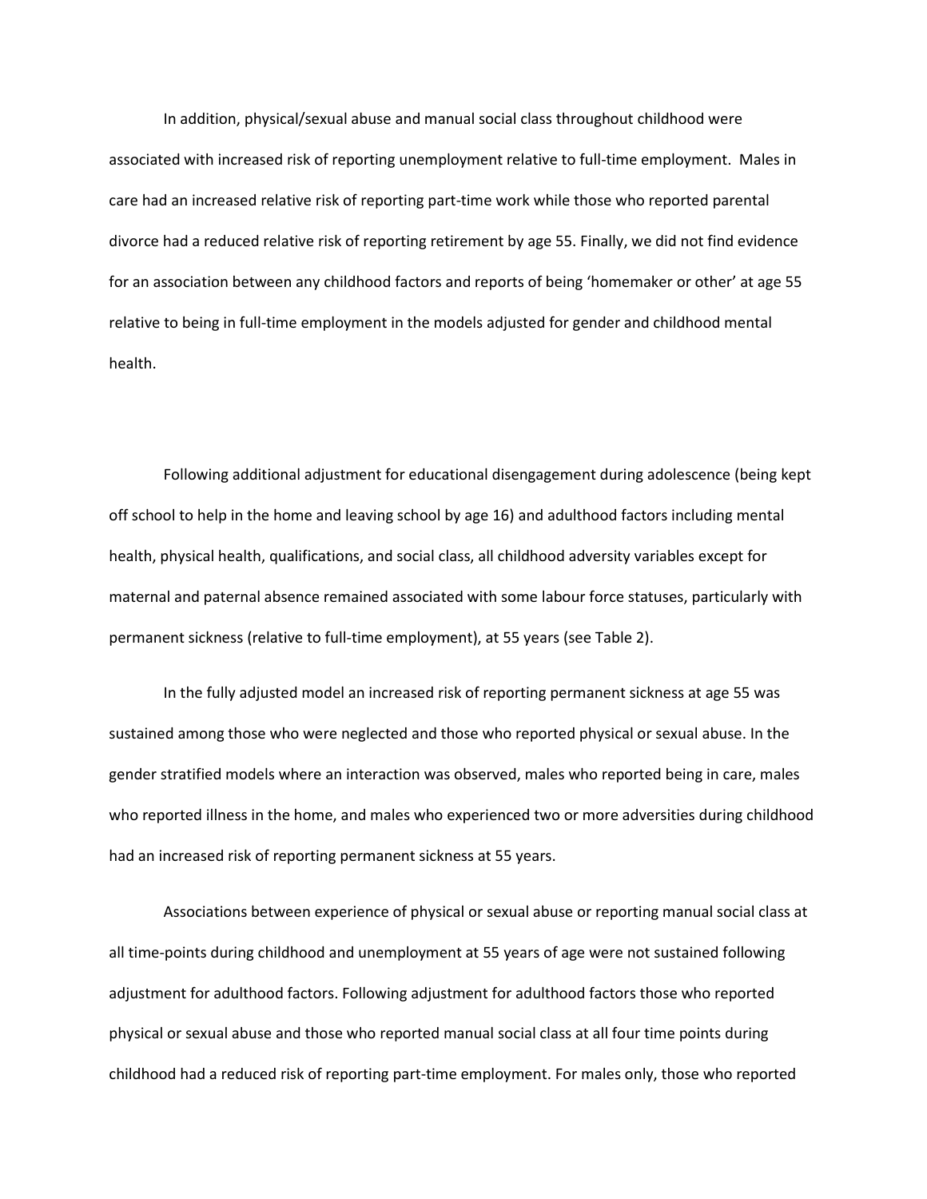In addition, physical/sexual abuse and manual social class throughout childhood were associated with increased risk of reporting unemployment relative to full-time employment. Males in care had an increased relative risk of reporting part-time work while those who reported parental divorce had a reduced relative risk of reporting retirement by age 55. Finally, we did not find evidence for an association between any childhood factors and reports of being 'homemaker or other' at age 55 relative to being in full-time employment in the models adjusted for gender and childhood mental health.

Following additional adjustment for educational disengagement during adolescence (being kept off school to help in the home and leaving school by age 16) and adulthood factors including mental health, physical health, qualifications, and social class, all childhood adversity variables except for maternal and paternal absence remained associated with some labour force statuses, particularly with permanent sickness (relative to full-time employment), at 55 years (see Table 2).

In the fully adjusted model an increased risk of reporting permanent sickness at age 55 was sustained among those who were neglected and those who reported physical or sexual abuse. In the gender stratified models where an interaction was observed, males who reported being in care, males who reported illness in the home, and males who experienced two or more adversities during childhood had an increased risk of reporting permanent sickness at 55 years.

Associations between experience of physical or sexual abuse or reporting manual social class at all time-points during childhood and unemployment at 55 years of age were not sustained following adjustment for adulthood factors. Following adjustment for adulthood factors those who reported physical or sexual abuse and those who reported manual social class at all four time points during childhood had a reduced risk of reporting part-time employment. For males only, those who reported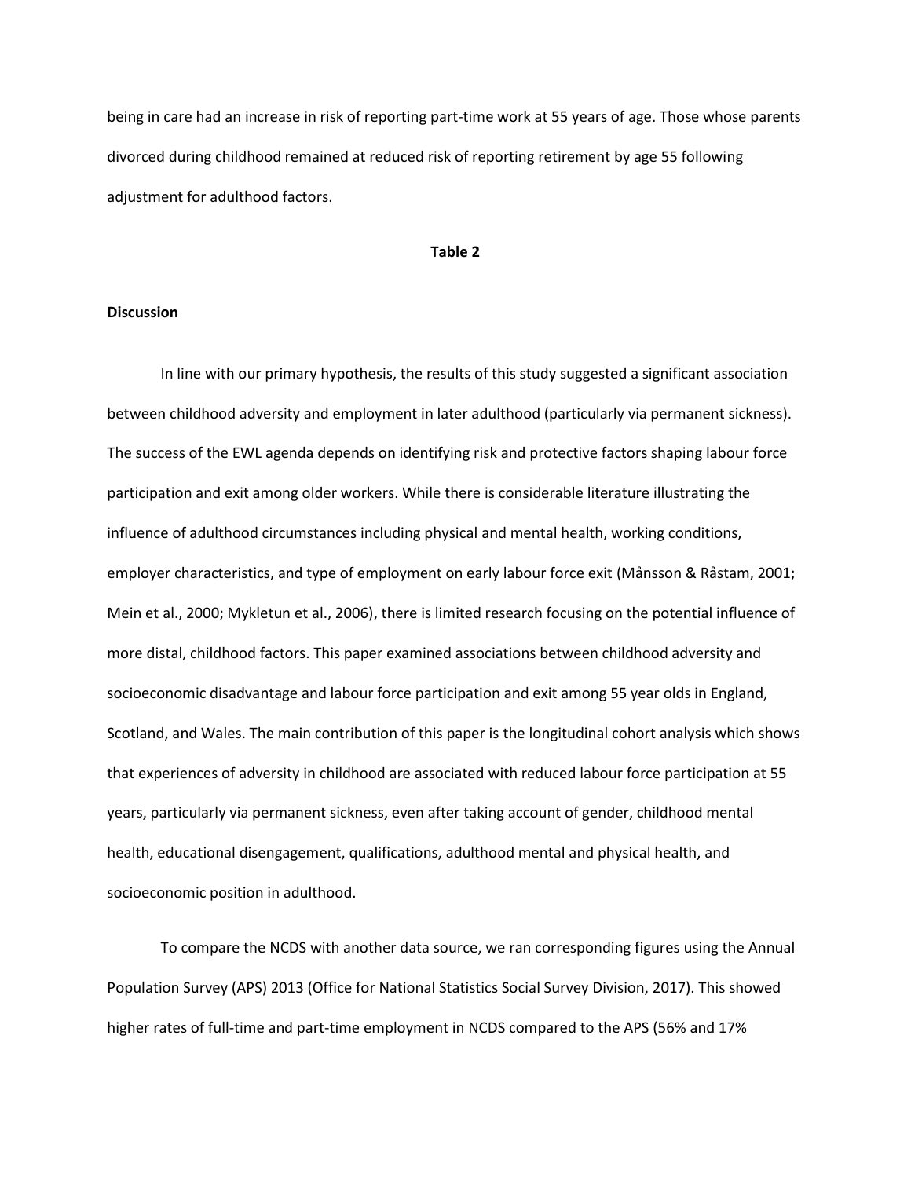being in care had an increase in risk of reporting part-time work at 55 years of age. Those whose parents divorced during childhood remained at reduced risk of reporting retirement by age 55 following adjustment for adulthood factors.

**Table 2**

## Discussion

In line with our primary hypothesis, the results of this study suggested a significant association between childhood adversity and employment in later adulthood (particularly via permanent sickness). The success of the EWL agenda depends on identifying risk and protective factors shaping labour force participation and exit among older workers. While there is considerable literature illustrating the influence of adulthood circumstances including physical and mental health, working conditions, employer characteristics, and type of employment on early labour force exit (Månsson & Råstam, 2001; Mein et al., 2000; Mykletun et al., 2006), there is limited research focusing on the potential influence of more distal, childhood factors. This paper examined associations between childhood adversity and socioeconomic disadvantage and labour force participation and exit among 55 year olds in England, Scotland, and Wales. The main contribution of this paper is the longitudinal cohort analysis which shows that experiences of adversity in childhood are associated with reduced labour force participation at 55 years, particularly via permanent sickness, even after taking account of gender, childhood mental health, educational disengagement, qualifications, adulthood mental and physical health, and socioeconomic position in adulthood.

To compare the NCDS with another data source, we ran corresponding figures using the Annual Population Survey (APS) 2013 (Office for National Statistics Social Survey Division, 2017). This showed higher rates of full-time and part-time employment in NCDS compared to the APS (56% and 17%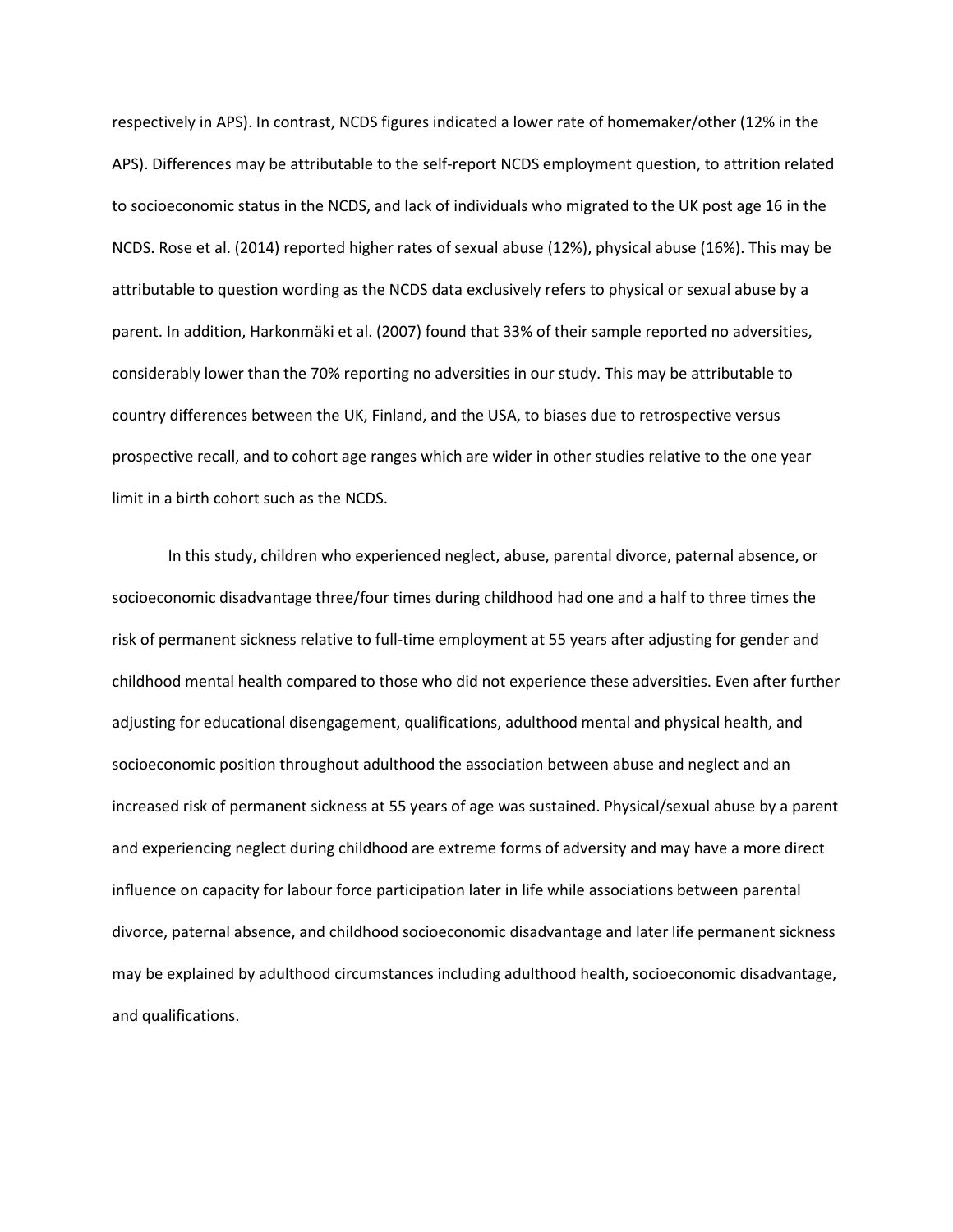respectively in APS). In contrast, NCDS figures indicated a lower rate of homemaker/other (12% in the APS). Differences may be attributable to the self-report NCDS employment question, to attrition related to socioeconomic status in the NCDS, and lack of individuals who migrated to the UK post age 16 in the NCDS. Rose et al. (2014) reported higher rates of sexual abuse (12%), physical abuse (16%). This may be attributable to question wording as the NCDS data exclusively refers to physical or sexual abuse by a parent. In addition, Harkonmäki et al. (2007) found that 33% of their sample reported no adversities, considerably lower than the 70% reporting no adversities in our study. This may be attributable to country differences between the UK, Finland, and the USA, to biases due to retrospective versus prospective recall, and to cohort age ranges which are wider in other studies relative to the one year limit in a birth cohort such as the NCDS.

In this study, children who experienced neglect, abuse, parental divorce, paternal absence, or socioeconomic disadvantage three/four times during childhood had one and a half to three times the risk of permanent sickness relative to full-time employment at 55 years after adjusting for gender and childhood mental health compared to those who did not experience these adversities. Even after further adjusting for educational disengagement, qualifications, adulthood mental and physical health, and socioeconomic position throughout adulthood the association between abuse and neglect and an increased risk of permanent sickness at 55 years of age was sustained. Physical/sexual abuse by a parent and experiencing neglect during childhood are extreme forms of adversity and may have a more direct influence on capacity for labour force participation later in life while associations between parental divorce, paternal absence, and childhood socioeconomic disadvantage and later life permanent sickness may be explained by adulthood circumstances including adulthood health, socioeconomic disadvantage, and qualifications.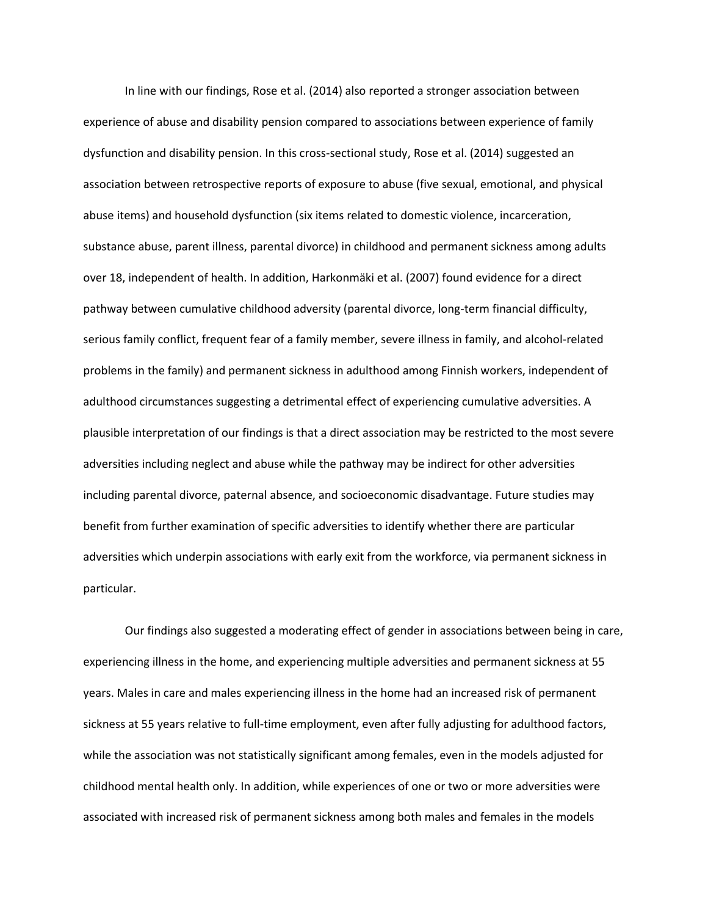In line with our findings, Rose et al. (2014) also reported a stronger association between experience of abuse and disability pension compared to associations between experience of family dysfunction and disability pension. In this cross-sectional study, Rose et al. (2014) suggested an association between retrospective reports of exposure to abuse (five sexual, emotional, and physical abuse items) and household dysfunction (six items related to domestic violence, incarceration, substance abuse, parent illness, parental divorce) in childhood and permanent sickness among adults over 18, independent of health. In addition, Harkonmäki et al. (2007) found evidence for a direct pathway between cumulative childhood adversity (parental divorce, long-term financial difficulty, serious family conflict, frequent fear of a family member, severe illness in family, and alcohol-related problems in the family) and permanent sickness in adulthood among Finnish workers, independent of adulthood circumstances suggesting a detrimental effect of experiencing cumulative adversities. A plausible interpretation of our findings is that a direct association may be restricted to the most severe adversities including neglect and abuse while the pathway may be indirect for other adversities including parental divorce, paternal absence, and socioeconomic disadvantage. Future studies may benefit from further examination of specific adversities to identify whether there are particular adversities which underpin associations with early exit from the workforce, via permanent sickness in particular.

Our findings also suggested a moderating effect of gender in associations between being in care, experiencing illness in the home, and experiencing multiple adversities and permanent sickness at 55 years. Males in care and males experiencing illness in the home had an increased risk of permanent sickness at 55 years relative to full-time employment, even after fully adjusting for adulthood factors, while the association was not statistically significant among females, even in the models adjusted for childhood mental health only. In addition, while experiences of one or two or more adversities were associated with increased risk of permanent sickness among both males and females in the models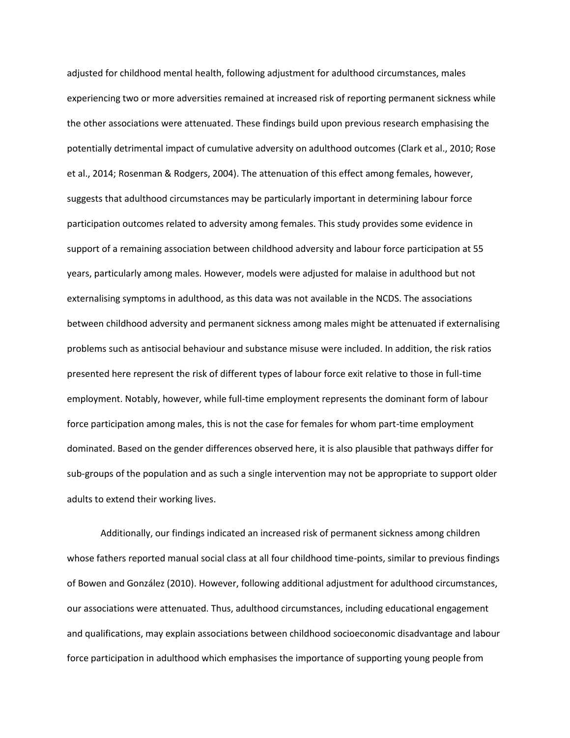adjusted for childhood mental health, following adjustment for adulthood circumstances, males experiencing two or more adversities remained at increased risk of reporting permanent sickness while the other associations were attenuated. These findings build upon previous research emphasising the potentially detrimental impact of cumulative adversity on adulthood outcomes (Clark et al., 2010; Rose et al., 2014; Rosenman & Rodgers, 2004). The attenuation of this effect among females, however, suggests that adulthood circumstances may be particularly important in determining labour force participation outcomes related to adversity among females. This study provides some evidence in support of a remaining association between childhood adversity and labour force participation at 55 years, particularly among males. However, models were adjusted for malaise in adulthood but not externalising symptoms in adulthood, as this data was not available in the NCDS. The associations between childhood adversity and permanent sickness among males might be attenuated if externalising problems such as antisocial behaviour and substance misuse were included. In addition, the risk ratios presented here represent the risk of different types of labour force exit relative to those in full-time employment. Notably, however, while full-time employment represents the dominant form of labour force participation among males, this is not the case for females for whom part-time employment dominated. Based on the gender differences observed here, it is also plausible that pathways differ for sub-groups of the population and as such a single intervention may not be appropriate to support older adults to extend their working lives.

Additionally, our findings indicated an increased risk of permanent sickness among children whose fathers reported manual social class at all four childhood time-points, similar to previous findings of Bowen and González (2010). However, following additional adjustment for adulthood circumstances, our associations were attenuated. Thus, adulthood circumstances, including educational engagement and qualifications, may explain associations between childhood socioeconomic disadvantage and labour force participation in adulthood which emphasises the importance of supporting young people from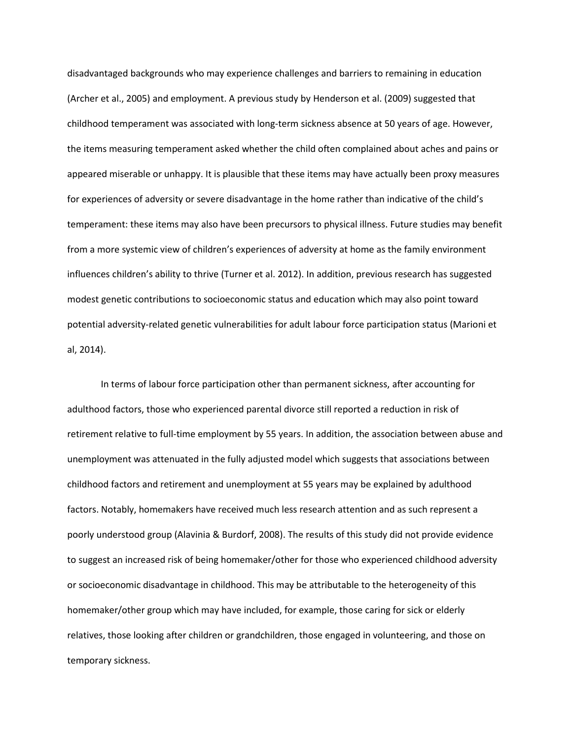disadvantaged backgrounds who may experience challenges and barriers to remaining in education (Archer et al., 2005) and employment. A previous study by Henderson et al. (2009) suggested that childhood temperament was associated with long-term sickness absence at 50 years of age. However, the items measuring temperament asked whether the child often complained about aches and pains or appeared miserable or unhappy. It is plausible that these items may have actually been proxy measures for experiences of adversity or severe disadvantage in the home rather than indicative of the child's temperament: these items may also have been precursors to physical illness. Future studies may benefit from a more systemic view of children's experiences of adversity at home as the family environment influences children's ability to thrive (Turner et al. 2012). In addition, previous research has suggested modest genetic contributions to socioeconomic status and education which may also point toward potential adversity-related genetic vulnerabilities for adult labour force participation status (Marioni et al, 2014).

In terms of labour force participation other than permanent sickness, after accounting for adulthood factors, those who experienced parental divorce still reported a reduction in risk of retirement relative to full-time employment by 55 years. In addition, the association between abuse and unemployment was attenuated in the fully adjusted model which suggests that associations between childhood factors and retirement and unemployment at 55 years may be explained by adulthood factors. Notably, homemakers have received much less research attention and as such represent a poorly understood group (Alavinia & Burdorf, 2008). The results of this study did not provide evidence to suggest an increased risk of being homemaker/other for those who experienced childhood adversity or socioeconomic disadvantage in childhood. This may be attributable to the heterogeneity of this homemaker/other group which may have included, for example, those caring for sick or elderly relatives, those looking after children or grandchildren, those engaged in volunteering, and those on temporary sickness.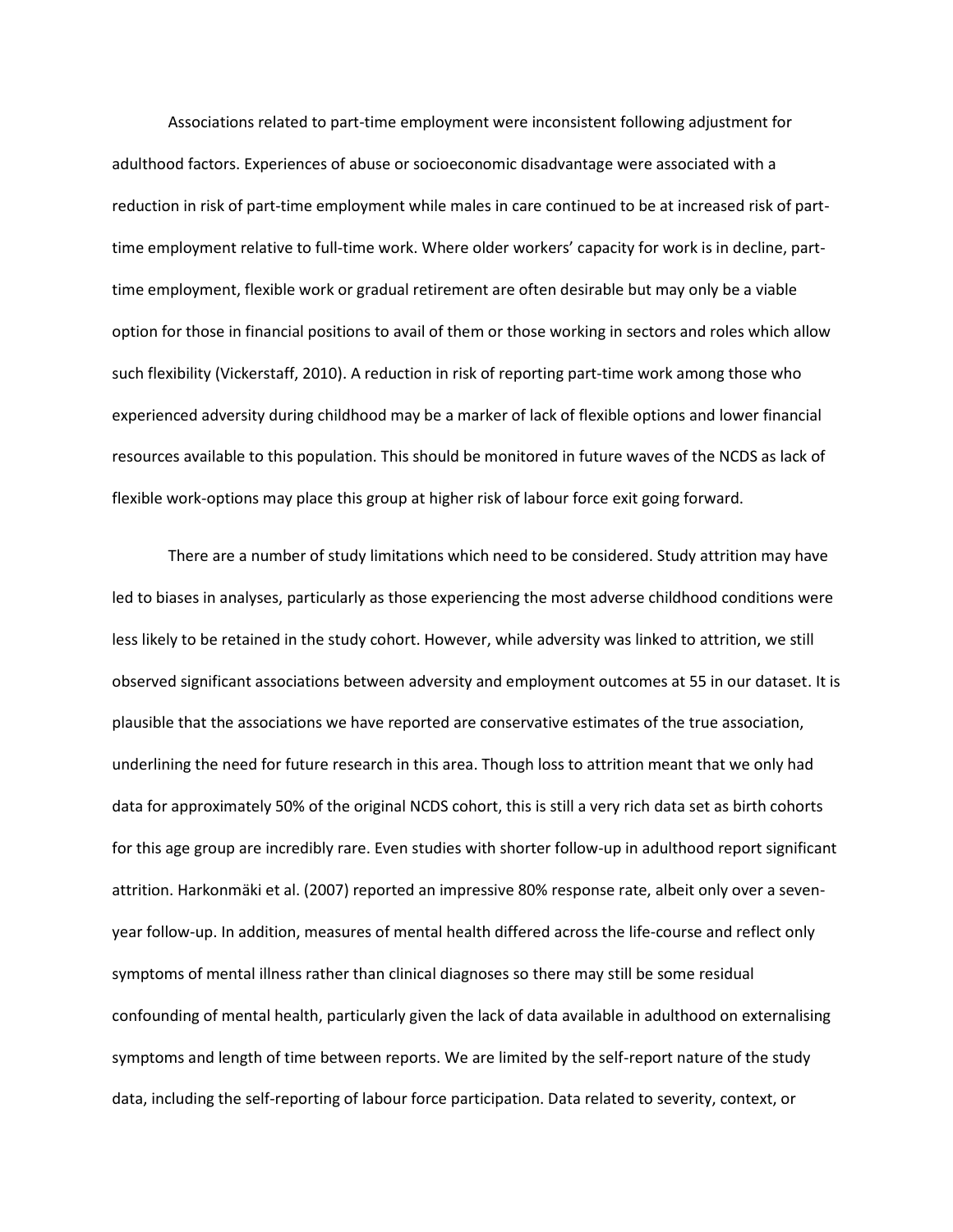Associations related to part-time employment were inconsistent following adjustment for adulthood factors. Experiences of abuse or socioeconomic disadvantage were associated with a reduction in risk of part-time employment while males in care continued to be at increased risk of part-time employment relative to full-time work. Where older workers' capacity for work is in decline, part-time employment, flexible work or gradual retirement are often desirable but may only be a viable option for those in financial positions to avail of them or those working in sectors and roles which allow such flexibility (Vickerstaff, 2010). A reduction in risk of reporting part-time work among those who experienced adversity during childhood may be a marker of lack of flexible options and lower financial resources available to this population. This should be monitored in future waves of the NCDS as lack of flexible work-options may place this group at higher risk of labour force exit going forward.

There are a number of study limitations which need to be considered. Study attrition may have led to biases in analyses, particularly as those experiencing the most adverse childhood conditions were less likely to be retained in the study cohort. However, while adversity was linked to attrition, we still observed significant associations between adversity and employment outcomes at 55 in our dataset. It is plausible that the associations we have reported are conservative estimates of the true association, underlining the need for future research in this area. Though loss to attrition meant that we only had data for approximately 50% of the original NCDS cohort, this is still a very rich data set as birth cohorts for this age group are incredibly rare. Even studies with shorter follow-up in adulthood report significant attrition. Harkonmäki et al. (2007) reported an impressive 80% response rate, albeit only over a seven-year follow-up. In addition, measures of mental health differed across the life-course and reflect only symptoms of mental illness rather than clinical diagnoses so there may still be some residual confounding of mental health, particularly given the lack of data available in adulthood on externalising symptoms and length of time between reports. We are limited by the self-report nature of the study data, including the self-reporting of labour force participation. Data related to severity, context, or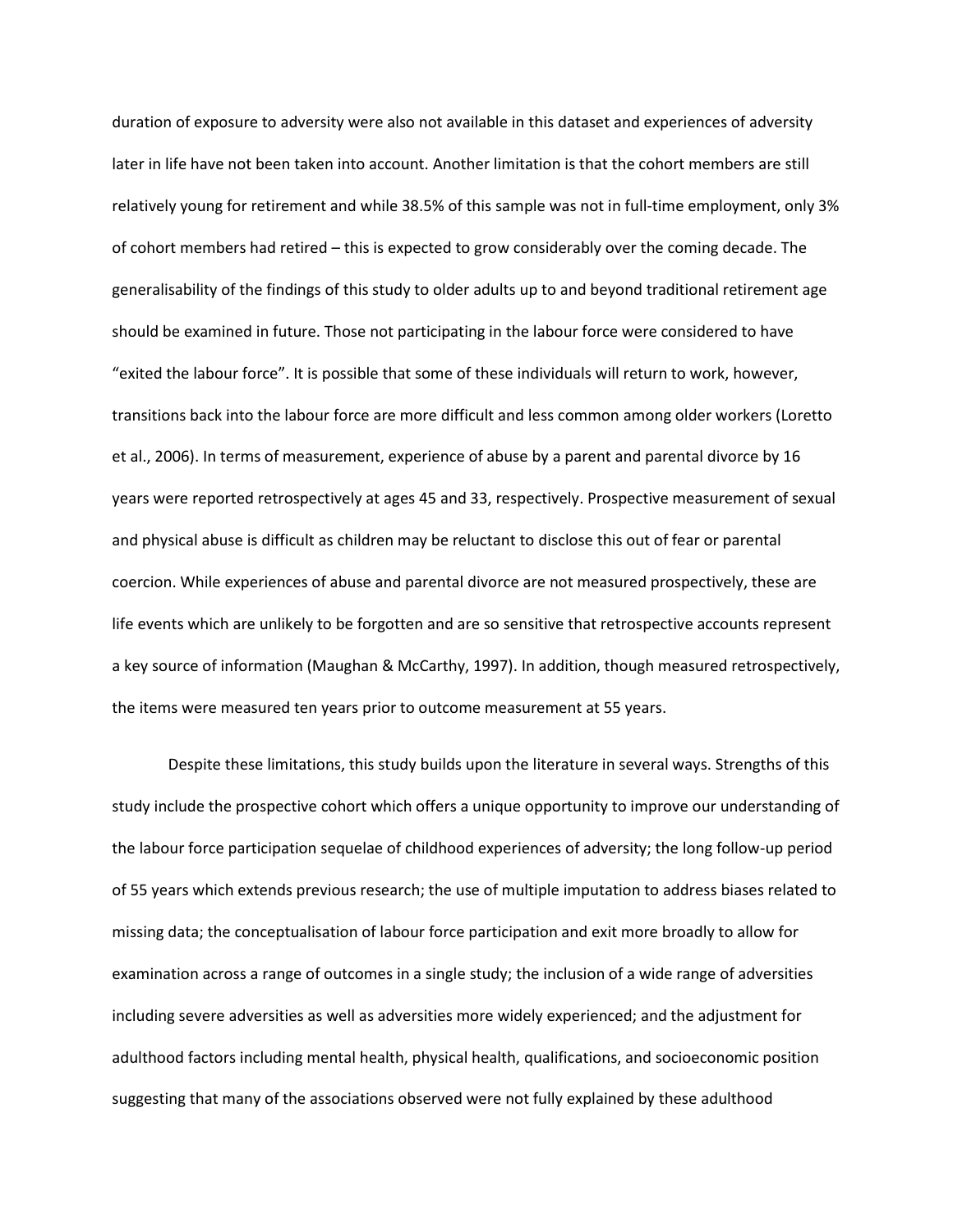duration of exposure to adversity were also not available in this dataset and experiences of adversity later in life have not been taken into account. Another limitation is that the cohort members are still relatively young for retirement and while 38.5% of this sample was not in full-time employment, only 3% of cohort members had retired – this is expected to grow considerably over the coming decade. The generalisability of the findings of this study to older adults up to and beyond traditional retirement age should be examined in future. Those not participating in the labour force were considered to have "exited the labour force". It is possible that some of these individuals will return to work, however, transitions back into the labour force are more difficult and less common among older workers (Loretto et al., 2006). In terms of measurement, experience of abuse by a parent and parental divorce by 16 years were reported retrospectively at ages 45 and 33, respectively. Prospective measurement of sexual and physical abuse is difficult as children may be reluctant to disclose this out of fear or parental coercion. While experiences of abuse and parental divorce are not measured prospectively, these are life events which are unlikely to be forgotten and are so sensitive that retrospective accounts represent a key source of information (Maughan & McCarthy, 1997). In addition, though measured retrospectively, the items were measured ten years prior to outcome measurement at 55 years.

Despite these limitations, this study builds upon the literature in several ways. Strengths of this study include the prospective cohort which offers a unique opportunity to improve our understanding of the labour force participation sequelae of childhood experiences of adversity; the long follow-up period of 55 years which extends previous research; the use of multiple imputation to address biases related to missing data; the conceptualisation of labour force participation and exit more broadly to allow for examination across a range of outcomes in a single study; the inclusion of a wide range of adversities including severe adversities as well as adversities more widely experienced; and the adjustment for adulthood factors including mental health, physical health, qualifications, and socioeconomic position suggesting that many of the associations observed were not fully explained by these adulthood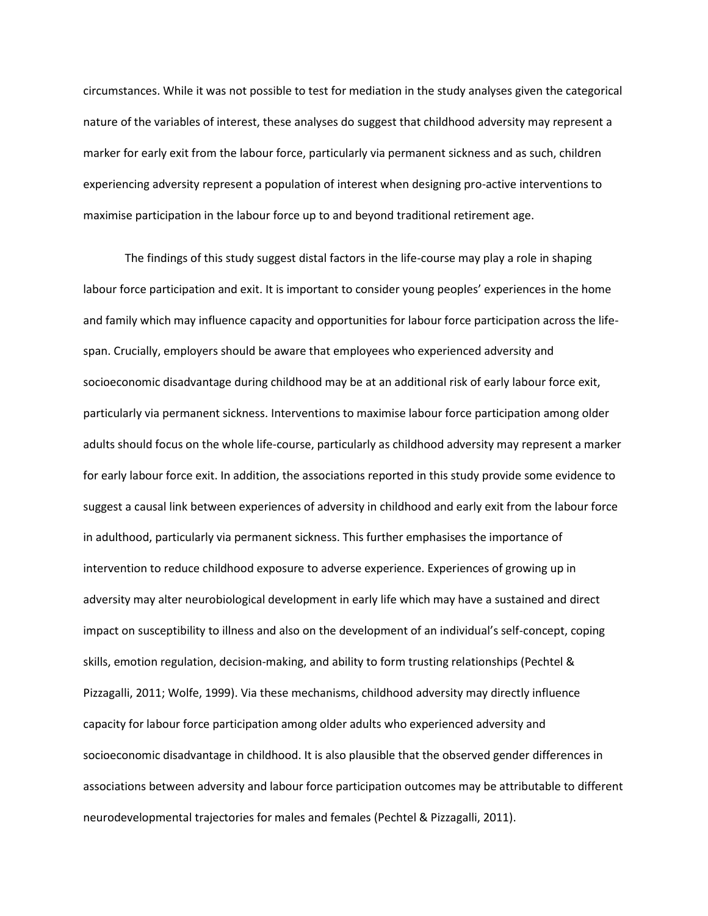circumstances. While it was not possible to test for mediation in the study analyses given the categorical nature of the variables of interest, these analyses do suggest that childhood adversity may represent a marker for early exit from the labour force, particularly via permanent sickness and as such, children experiencing adversity represent a population of interest when designing pro-active interventions to maximise participation in the labour force up to and beyond traditional retirement age.

The findings of this study suggest distal factors in the life-course may play a role in shaping labour force participation and exit. It is important to consider young peoples' experiences in the home and family which may influence capacity and opportunities for labour force participation across the life-span. Crucially, employers should be aware that employees who experienced adversity and socioeconomic disadvantage during childhood may be at an additional risk of early labour force exit, particularly via permanent sickness. Interventions to maximise labour force participation among older adults should focus on the whole life-course, particularly as childhood adversity may represent a marker for early labour force exit. In addition, the associations reported in this study provide some evidence to suggest a causal link between experiences of adversity in childhood and early exit from the labour force in adulthood, particularly via permanent sickness. This further emphasises the importance of intervention to reduce childhood exposure to adverse experience. Experiences of growing up in adversity may alter neurobiological development in early life which may have a sustained and direct impact on susceptibility to illness and also on the development of an individual's self-concept, coping skills, emotion regulation, decision-making, and ability to form trusting relationships (Pechtel & Pizzagalli, 2011; Wolfe, 1999). Via these mechanisms, childhood adversity may directly influence capacity for labour force participation among older adults who experienced adversity and socioeconomic disadvantage in childhood. It is also plausible that the observed gender differences in associations between adversity and labour force participation outcomes may be attributable to different neurodevelopmental trajectories for males and females (Pechtel & Pizzagalli, 2011).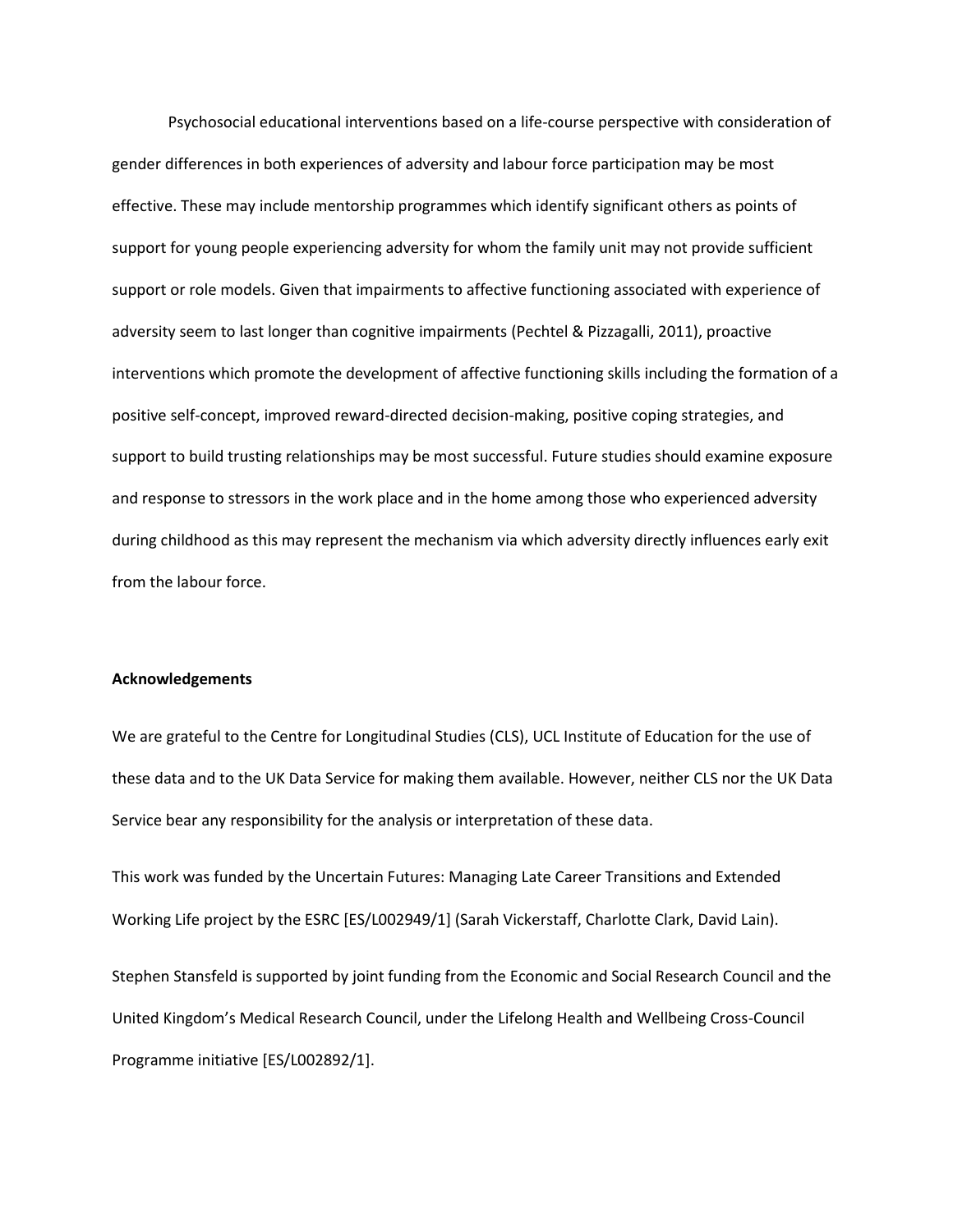Psychosocial educational interventions based on a life-course perspective with consideration of gender differences in both experiences of adversity and labour force participation may be most effective. These may include mentorship programmes which identify significant others as points of support for young people experiencing adversity for whom the family unit may not provide sufficient support or role models. Given that impairments to affective functioning associated with experience of adversity seem to last longer than cognitive impairments (Pechtel & Pizzagalli, 2011), proactive interventions which promote the development of affective functioning skills including the formation of a positive self-concept, improved reward-directed decision-making, positive coping strategies, and support to build trusting relationships may be most successful. Future studies should examine exposure and response to stressors in the work place and in the home among those who experienced adversity during childhood as this may represent the mechanism via which adversity directly influences early exit from the labour force.

**Acknowledgements**

We are grateful to the Centre for Longitudinal Studies (CLS), UCL Institute of Education for the use of these data and to the UK Data Service for making them available. However, neither CLS nor the UK Data Service bear any responsibility for the analysis or interpretation of these data.

This work was funded by the Uncertain Futures: Managing Late Career Transitions and Extended Working Life project by the ESRC [ES/L002949/1] (Sarah Vickerstaff, Charlotte Clark, David Lain).

Stephen Stansfeld is supported by joint funding from the Economic and Social Research Council and the United Kingdom's Medical Research Council, under the Lifelong Health and Wellbeing Cross-Council Programme initiative [ES/L002892/1].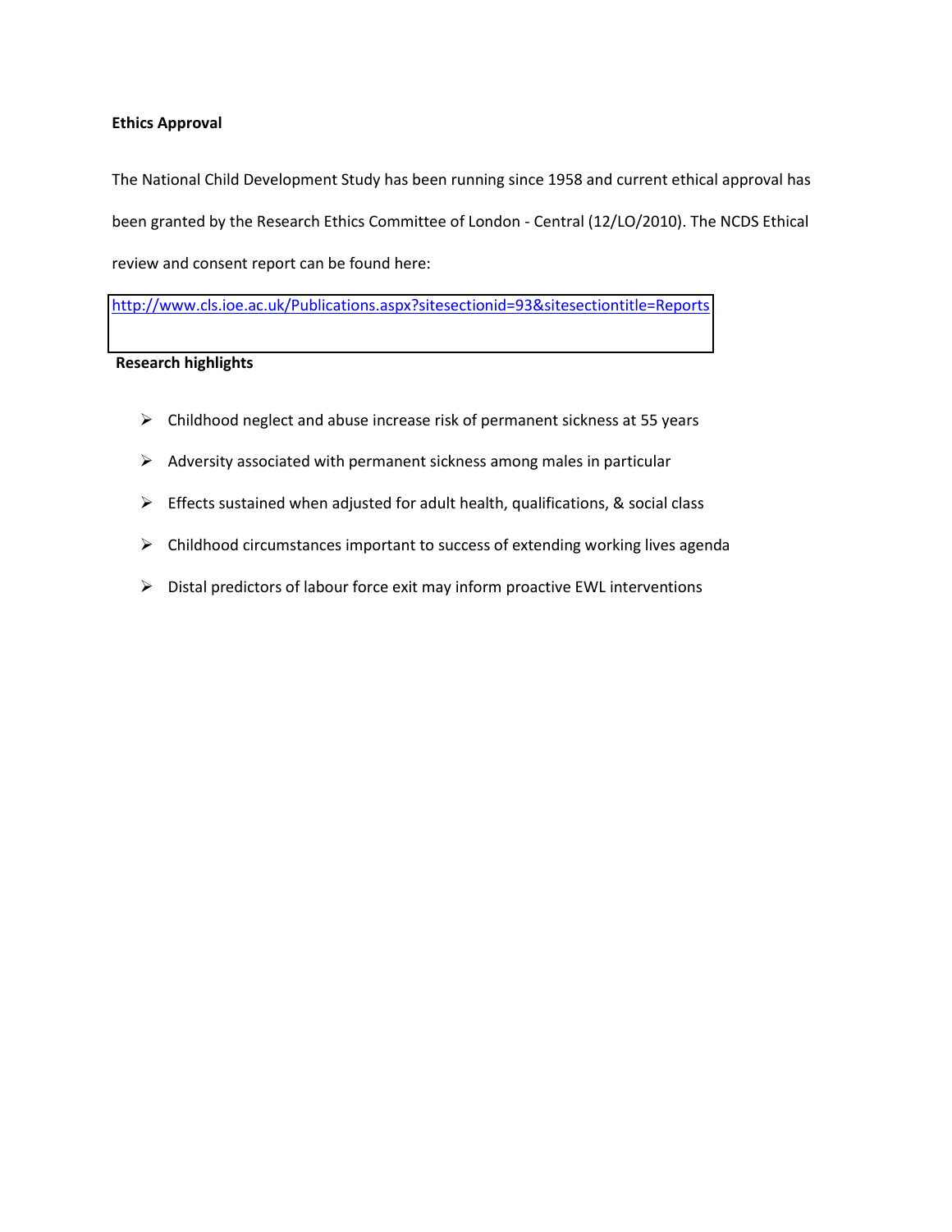**Ethics Approval**

The National Child Development Study has been running since 1958 and current ethical approval has been granted by the Research Ethics Committee of London - Central (12/LO/2010). The NCDS Ethical review and consent report can be found here:

http://www.cls.ioe.ac.uk/Publications.aspx?sitesectionid=93&sitesectiontitle=Reports

**Research highlights**

- Childhood neglect and abuse increase risk of permanent sickness at 55 years
- Adversity associated with permanent sickness among males in particular
- Effects sustained when adjusted for adult health, qualifications, & social class
- Childhood circumstances important to success of extending working lives agenda
- Distal predictors of labour force exit may inform proactive EWL interventions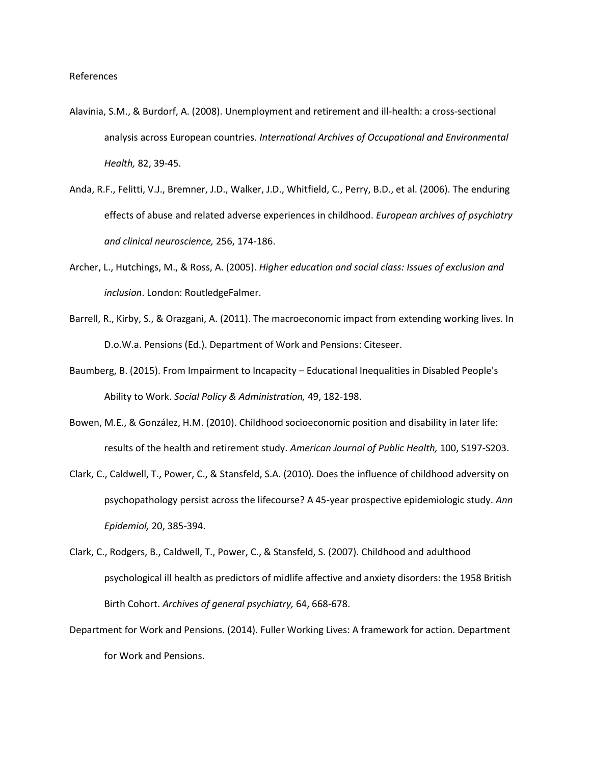References

Alavinia, S.M., & Burdorf, A. (2008). Unemployment and retirement and ill-health: a cross-sectional analysis across European countries. *International Archives of Occupational and Environmental Health,* 82, 39-45.

Anda, R.F., Felitti, V.J., Bremner, J.D., Walker, J.D., Whitfield, C., Perry, B.D., et al. (2006). The enduring effects of abuse and related adverse experiences in childhood. *European archives of psychiatry and clinical neuroscience,* 256, 174-186.

Archer, L., Hutchings, M., & Ross, A. (2005). *Higher education and social class: Issues of exclusion and inclusion*. London: RoutledgeFalmer.

Barrell, R., Kirby, S., & Orazgani, A. (2011). The macroeconomic impact from extending working lives. In D.o.W.a. Pensions (Ed.). Department of Work and Pensions: Citeseer.

Baumberg, B. (2015). From Impairment to Incapacity – Educational Inequalities in Disabled People's Ability to Work. *Social Policy & Administration,* 49, 182-198.

Bowen, M.E., & González, H.M. (2010). Childhood socioeconomic position and disability in later life: results of the health and retirement study. *American Journal of Public Health,* 100, S197-S203.

Clark, C., Caldwell, T., Power, C., & Stansfeld, S.A. (2010). Does the influence of childhood adversity on psychopathology persist across the lifecourse? A 45-year prospective epidemiologic study. *Ann Epidemiol,* 20, 385-394.

Clark, C., Rodgers, B., Caldwell, T., Power, C., & Stansfeld, S. (2007). Childhood and adulthood psychological ill health as predictors of midlife affective and anxiety disorders: the 1958 British Birth Cohort. *Archives of general psychiatry,* 64, 668-678.

Department for Work and Pensions. (2014). Fuller Working Lives: A framework for action. Department for Work and Pensions.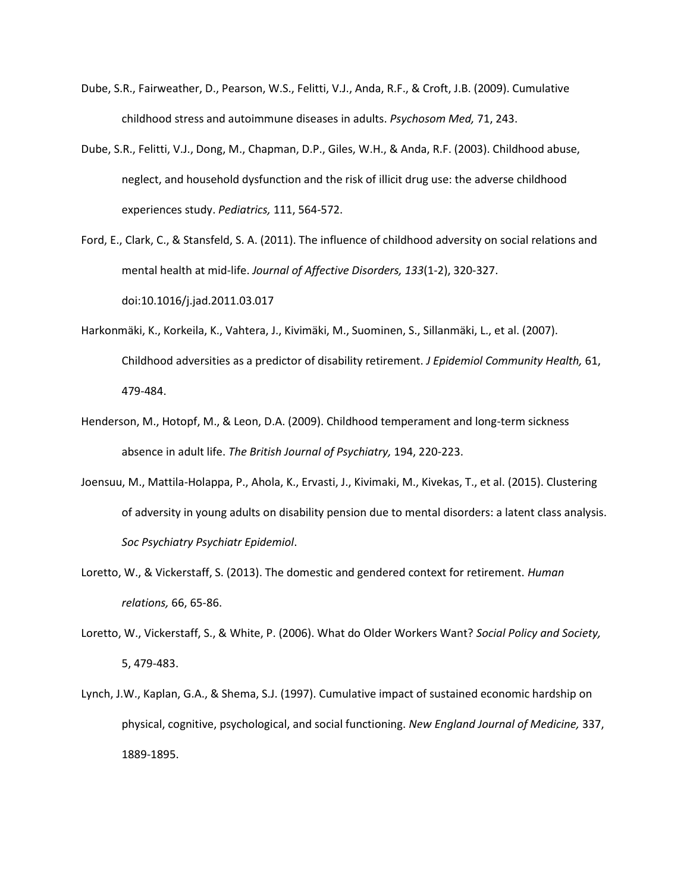Dube, S.R., Fairweather, D., Pearson, W.S., Felitti, V.J., Anda, R.F., & Croft, J.B. (2009). Cumulative childhood stress and autoimmune diseases in adults. *Psychosom Med,* 71, 243.

Dube, S.R., Felitti, V.J., Dong, M., Chapman, D.P., Giles, W.H., & Anda, R.F. (2003). Childhood abuse, neglect, and household dysfunction and the risk of illicit drug use: the adverse childhood experiences study. *Pediatrics,* 111, 564-572.

Ford, E., Clark, C., & Stansfeld, S. A. (2011). The influence of childhood adversity on social relations and mental health at mid-life. *Journal of Affective Disorders, 133*(1-2), 320-327. doi:10.1016/j.jad.2011.03.017

Harkonmäki, K., Korkeila, K., Vahtera, J., Kivimäki, M., Suominen, S., Sillanmäki, L., et al. (2007). Childhood adversities as a predictor of disability retirement. *J Epidemiol Community Health,* 61, 479-484.

Henderson, M., Hotopf, M., & Leon, D.A. (2009). Childhood temperament and long-term sickness absence in adult life. *The British Journal of Psychiatry,* 194, 220-223.

Joensuu, M., Mattila-Holappa, P., Ahola, K., Ervasti, J., Kivimaki, M., Kivekas, T., et al. (2015). Clustering of adversity in young adults on disability pension due to mental disorders: a latent class analysis. *Soc Psychiatry Psychiatr Epidemiol*.

Loretto, W., & Vickerstaff, S. (2013). The domestic and gendered context for retirement. *Human relations,* 66, 65-86.

Loretto, W., Vickerstaff, S., & White, P. (2006). What do Older Workers Want? *Social Policy and Society,* 5, 479-483.

Lynch, J.W., Kaplan, G.A., & Shema, S.J. (1997). Cumulative impact of sustained economic hardship on physical, cognitive, psychological, and social functioning. *New England Journal of Medicine,* 337, 1889-1895.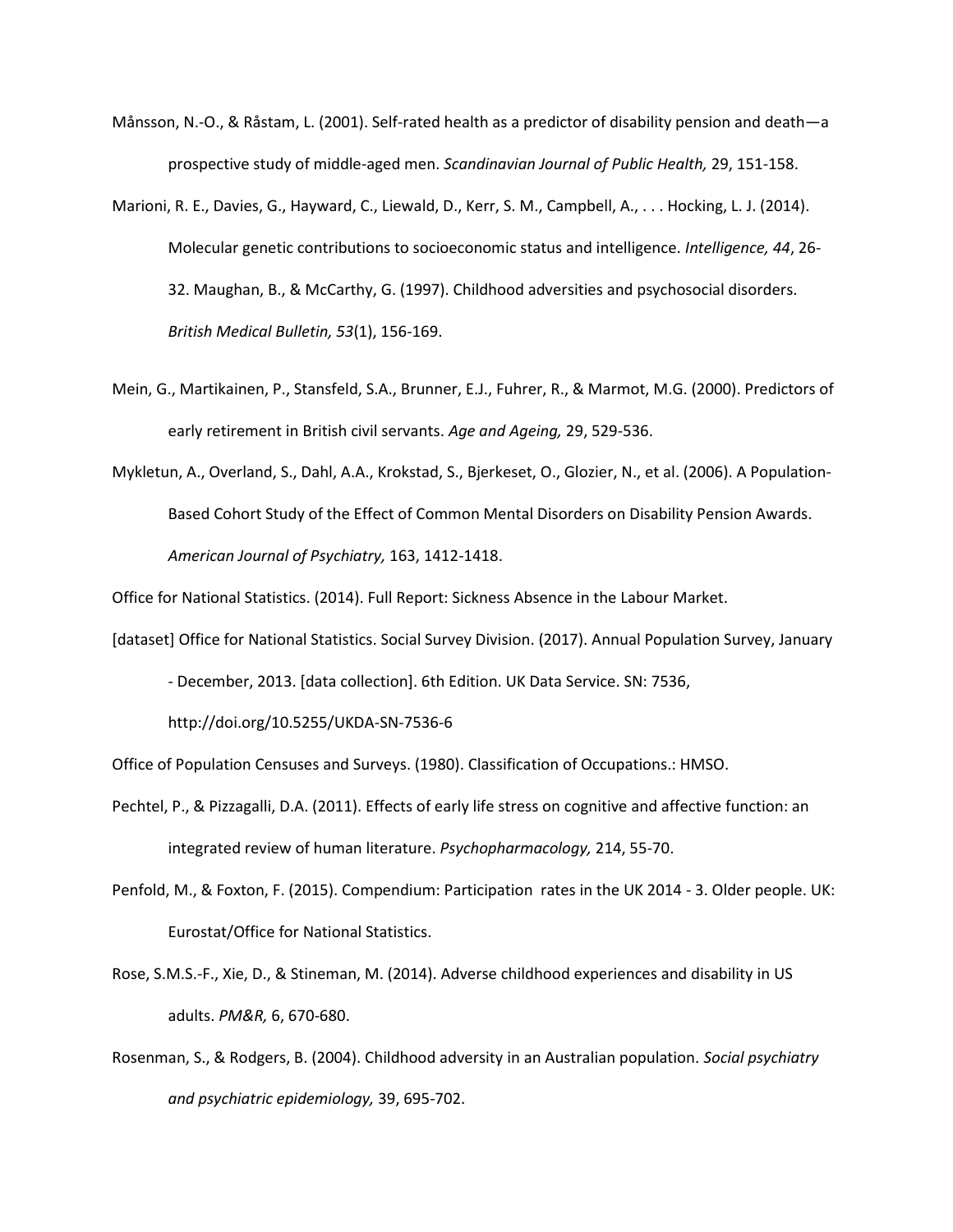Månsson, N.-O., & Råstam, L. (2001). Self-rated health as a predictor of disability pension and death—a prospective study of middle-aged men. *Scandinavian Journal of Public Health,* 29, 151-158.

Marioni, R. E., Davies, G., Hayward, C., Liewald, D., Kerr, S. M., Campbell, A., . . . Hocking, L. J. (2014). Molecular genetic contributions to socioeconomic status and intelligence. *Intelligence, 44*, 26-32. Maughan, B., & McCarthy, G. (1997). Childhood adversities and psychosocial disorders. *British Medical Bulletin, 53*(1), 156-169.

Mein, G., Martikainen, P., Stansfeld, S.A., Brunner, E.J., Fuhrer, R., & Marmot, M.G. (2000). Predictors of early retirement in British civil servants. *Age and Ageing,* 29, 529-536.

Mykletun, A., Overland, S., Dahl, A.A., Krokstad, S., Bjerkeset, O., Glozier, N., et al. (2006). A Population-Based Cohort Study of the Effect of Common Mental Disorders on Disability Pension Awards. *American Journal of Psychiatry,* 163, 1412-1418.

Office for National Statistics. (2014). Full Report: Sickness Absence in the Labour Market.

[dataset] Office for National Statistics. Social Survey Division. (2017). Annual Population Survey, January - December, 2013. [data collection]. 6th Edition. UK Data Service. SN: 7536, http://doi.org/10.5255/UKDA-SN-7536-6

Office of Population Censuses and Surveys. (1980). Classification of Occupations.: HMSO.

Pechtel, P., & Pizzagalli, D.A. (2011). Effects of early life stress on cognitive and affective function: an integrated review of human literature. *Psychopharmacology,* 214, 55-70.

Penfold, M., & Foxton, F. (2015). Compendium: Participation rates in the UK 2014 - 3. Older people. UK: Eurostat/Office for National Statistics.

Rose, S.M.S.-F., Xie, D., & Stineman, M. (2014). Adverse childhood experiences and disability in US adults. *PM&R,* 6, 670-680.

Rosenman, S., & Rodgers, B. (2004). Childhood adversity in an Australian population. *Social psychiatry and psychiatric epidemiology,* 39, 695-702.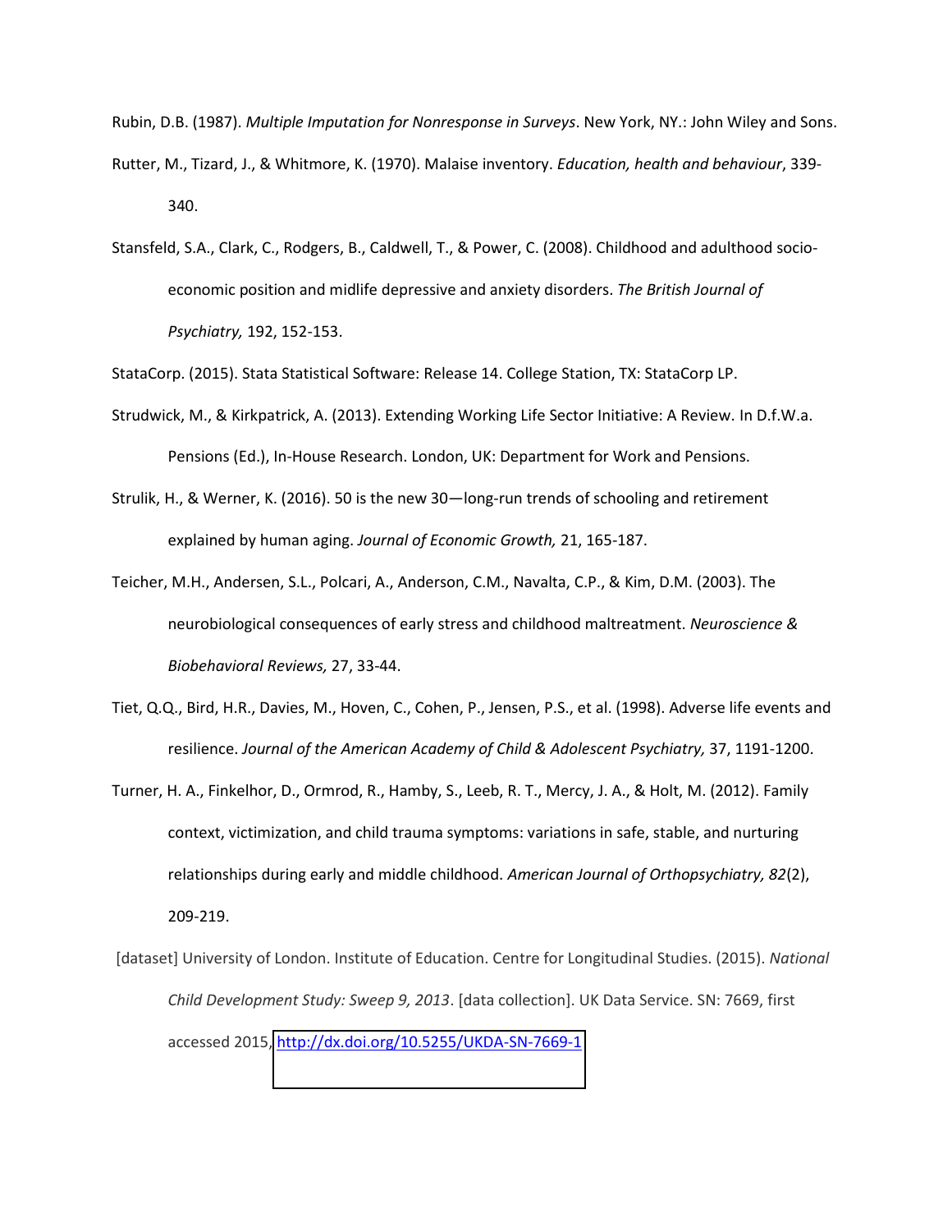Rubin, D.B. (1987). *Multiple Imputation for Nonresponse in Surveys*. New York, NY.: John Wiley and Sons.

Rutter, M., Tizard, J., & Whitmore, K. (1970). Malaise inventory. *Education, health and behaviour*, 339-340.

Stansfeld, S.A., Clark, C., Rodgers, B., Caldwell, T., & Power, C. (2008). Childhood and adulthood socio-economic position and midlife depressive and anxiety disorders. *The British Journal of Psychiatry,* 192, 152-153.

StataCorp. (2015). Stata Statistical Software: Release 14. College Station, TX: StataCorp LP.

Strudwick, M., & Kirkpatrick, A. (2013). Extending Working Life Sector Initiative: A Review. In D.f.W.a. Pensions (Ed.), In-House Research. London, UK: Department for Work and Pensions.

Strulik, H., & Werner, K. (2016). 50 is the new 30—long-run trends of schooling and retirement explained by human aging. *Journal of Economic Growth,* 21, 165-187.

Teicher, M.H., Andersen, S.L., Polcari, A., Anderson, C.M., Navalta, C.P., & Kim, D.M. (2003). The neurobiological consequences of early stress and childhood maltreatment. *Neuroscience & Biobehavioral Reviews,* 27, 33-44.

Tiet, Q.Q., Bird, H.R., Davies, M., Hoven, C., Cohen, P., Jensen, P.S., et al. (1998). Adverse life events and resilience. *Journal of the American Academy of Child & Adolescent Psychiatry,* 37, 1191-1200.

Turner, H. A., Finkelhor, D., Ormrod, R., Hamby, S., Leeb, R. T., Mercy, J. A., & Holt, M. (2012). Family context, victimization, and child trauma symptoms: variations in safe, stable, and nurturing relationships during early and middle childhood. *American Journal of Orthopsychiatry, 82*(2), 209-219.

[dataset] University of London. Institute of Education. Centre for Longitudinal Studies. (2015). *National Child Development Study: Sweep 9, 2013*. [data collection]. UK Data Service. SN: 7669, first accessed 2015, http://dx.doi.org/10.5255/UKDA-SN-7669-1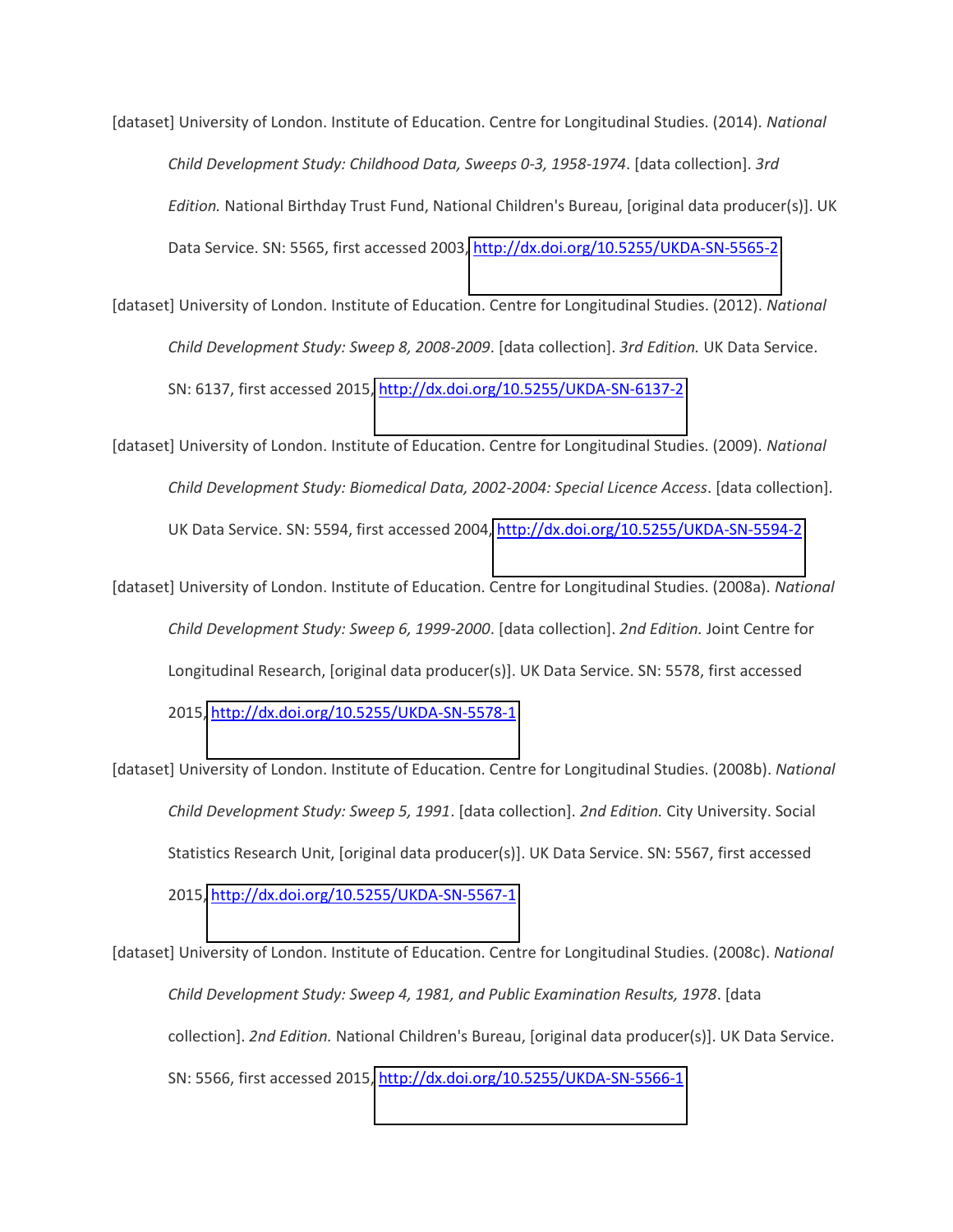[dataset] University of London. Institute of Education. Centre for Longitudinal Studies. (2014). *National Child Development Study: Childhood Data, Sweeps 0-3, 1958-1974*. [data collection]. *3rd Edition.* National Birthday Trust Fund, National Children's Bureau, [original data producer(s)]. UK Data Service. SN: 5565, first accessed 2003, http://dx.doi.org/10.5255/UKDA-SN-5565-2

[dataset] University of London. Institute of Education. Centre for Longitudinal Studies. (2012). *National Child Development Study: Sweep 8, 2008-2009*. [data collection]. *3rd Edition.* UK Data Service. SN: 6137, first accessed 2015, http://dx.doi.org/10.5255/UKDA-SN-6137-2

[dataset] University of London. Institute of Education. Centre for Longitudinal Studies. (2009). *National Child Development Study: Biomedical Data, 2002-2004: Special Licence Access*. [data collection]. UK Data Service. SN: 5594, first accessed 2004, http://dx.doi.org/10.5255/UKDA-SN-5594-2

[dataset] University of London. Institute of Education. Centre for Longitudinal Studies. (2008a). *National Child Development Study: Sweep 6, 1999-2000*. [data collection]. *2nd Edition.* Joint Centre for Longitudinal Research, [original data producer(s)]. UK Data Service. SN: 5578, first accessed 2015, http://dx.doi.org/10.5255/UKDA-SN-5578-1

[dataset] University of London. Institute of Education. Centre for Longitudinal Studies. (2008b). *National Child Development Study: Sweep 5, 1991*. [data collection]. *2nd Edition.* City University. Social Statistics Research Unit, [original data producer(s)]. UK Data Service. SN: 5567, first accessed 2015, http://dx.doi.org/10.5255/UKDA-SN-5567-1

[dataset] University of London. Institute of Education. Centre for Longitudinal Studies. (2008c). *National Child Development Study: Sweep 4, 1981, and Public Examination Results, 1978*. [data collection]. *2nd Edition.* National Children's Bureau, [original data producer(s)]. UK Data Service. SN: 5566, first accessed 2015, http://dx.doi.org/10.5255/UKDA-SN-5566-1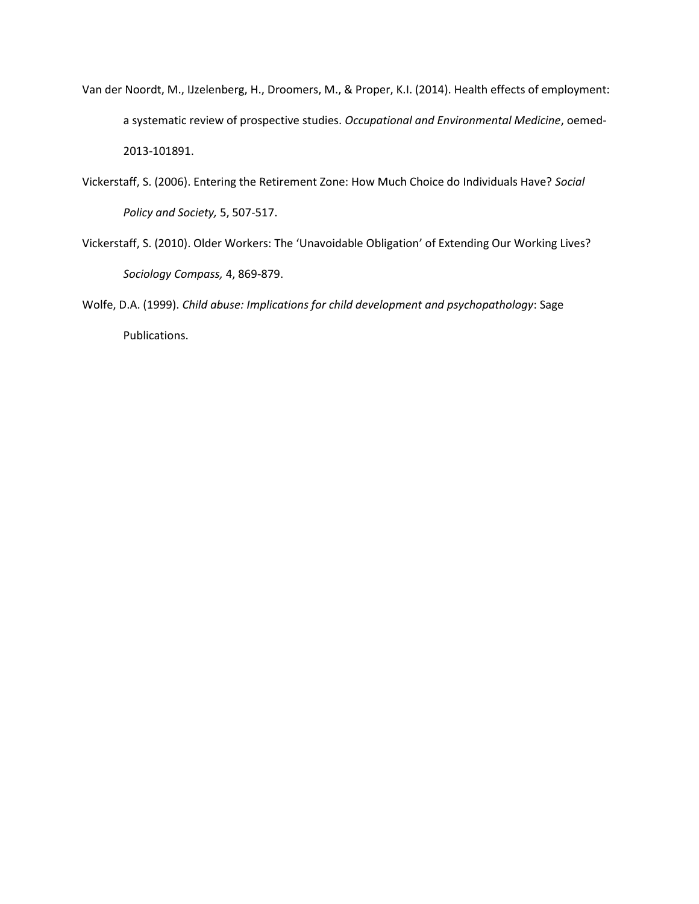Van der Noordt, M., IJzelenberg, H., Droomers, M., & Proper, K.I. (2014). Health effects of employment: a systematic review of prospective studies. *Occupational and Environmental Medicine*, oemed-2013-101891.

Vickerstaff, S. (2006). Entering the Retirement Zone: How Much Choice do Individuals Have? *Social Policy and Society,* 5, 507-517.

Vickerstaff, S. (2010). Older Workers: The 'Unavoidable Obligation' of Extending Our Working Lives? *Sociology Compass,* 4, 869-879.

Wolfe, D.A. (1999). *Child abuse: Implications for child development and psychopathology*: Sage Publications.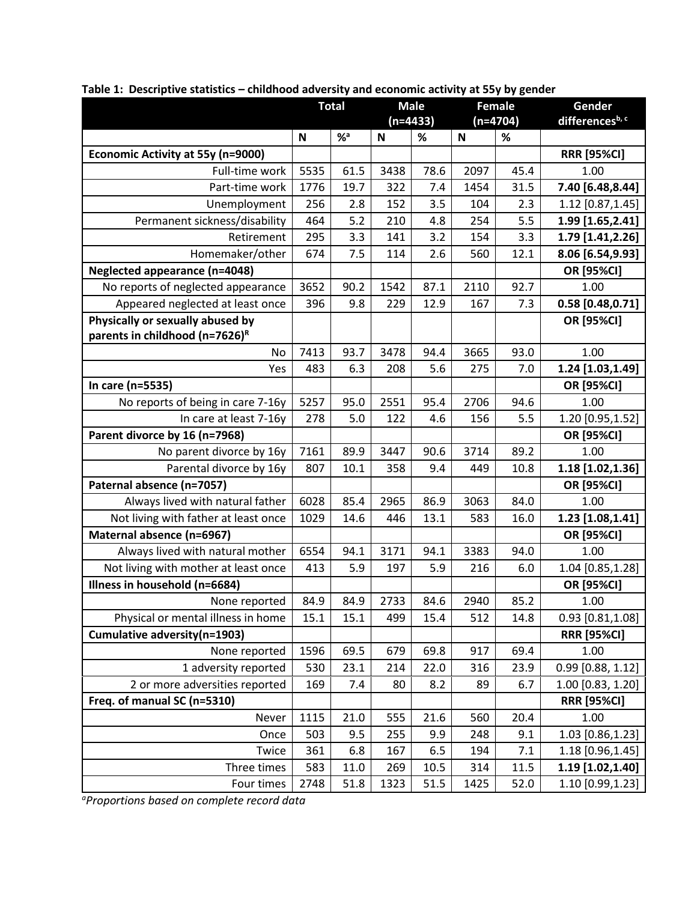**Table 1: Descriptive statistics – childhood adversity and economic activity at 55y by gender**

| | Total | | Male (n=4433) | | Female (n=4704) | | Gender differences[b, c] |
|---|---|---|---|---|---|---|---|
| | N | %[a] | N | % | N | % | |
| **Economic Activity at 55y (n=9000)** | | | | | | | **RRR [95%CI]** |
| Full-time work | 5535 | 61.5 | 3438 | 78.6 | 2097 | 45.4 | 1.00 |
| Part-time work | 1776 | 19.7 | 322 | 7.4 | 1454 | 31.5 | **7.40 [6.48,8.44]** |
| Unemployment | 256 | 2.8 | 152 | 3.5 | 104 | 2.3 | 1.12 [0.87,1.45] |
| Permanent sickness/disability | 464 | 5.2 | 210 | 4.8 | 254 | 5.5 | **1.99 [1.65,2.41]** |
| Retirement | 295 | 3.3 | 141 | 3.2 | 154 | 3.3 | **1.79 [1.41,2.26]** |
| Homemaker/other | 674 | 7.5 | 114 | 2.6 | 560 | 12.1 | **8.06 [6.54,9.93]** |
| **Neglected appearance (n=4048)** | | | | | | | **OR [95%CI]** |
| No reports of neglected appearance | 3652 | 90.2 | 1542 | 87.1 | 2110 | 92.7 | 1.00 |
| Appeared neglected at least once | 396 | 9.8 | 229 | 12.9 | 167 | 7.3 | **0.58 [0.48,0.71]** |
| **Physically or sexually abused by parents in childhood (n=7626)[R]** | | | | | | | **OR [95%CI]** |
| No | 7413 | 93.7 | 3478 | 94.4 | 3665 | 93.0 | 1.00 |
| Yes | 483 | 6.3 | 208 | 5.6 | 275 | 7.0 | **1.24 [1.03,1.49]** |
| **In care (n=5535)** | | | | | | | **OR [95%CI]** |
| No reports of being in care 7-16y | 5257 | 95.0 | 2551 | 95.4 | 2706 | 94.6 | 1.00 |
| In care at least 7-16y | 278 | 5.0 | 122 | 4.6 | 156 | 5.5 | 1.20 [0.95,1.52] |
| **Parent divorce by 16 (n=7968)** | | | | | | | **OR [95%CI]** |
| No parent divorce by 16y | 7161 | 89.9 | 3447 | 90.6 | 3714 | 89.2 | 1.00 |
| Parental divorce by 16y | 807 | 10.1 | 358 | 9.4 | 449 | 10.8 | **1.18 [1.02,1.36]** |
| **Paternal absence (n=7057)** | | | | | | | **OR [95%CI]** |
| Always lived with natural father | 6028 | 85.4 | 2965 | 86.9 | 3063 | 84.0 | 1.00 |
| Not living with father at least once | 1029 | 14.6 | 446 | 13.1 | 583 | 16.0 | **1.23 [1.08,1.41]** |
| **Maternal absence (n=6967)** | | | | | | | **OR [95%CI]** |
| Always lived with natural mother | 6554 | 94.1 | 3171 | 94.1 | 3383 | 94.0 | 1.00 |
| Not living with mother at least once | 413 | 5.9 | 197 | 5.9 | 216 | 6.0 | 1.04 [0.85,1.28] |
| **Illness in household (n=6684)** | | | | | | | **OR [95%CI]** |
| None reported | 84.9 | 84.9 | 2733 | 84.6 | 2940 | 85.2 | 1.00 |
| Physical or mental illness in home | 15.1 | 15.1 | 499 | 15.4 | 512 | 14.8 | 0.93 [0.81,1.08] |
| **Cumulative adversity(n=1903)** | | | | | | | **RRR [95%CI]** |
| None reported | 1596 | 69.5 | 679 | 69.8 | 917 | 69.4 | 1.00 |
| 1 adversity reported | 530 | 23.1 | 214 | 22.0 | 316 | 23.9 | 0.99 [0.88, 1.12] |
| 2 or more adversities reported | 169 | 7.4 | 80 | 8.2 | 89 | 6.7 | 1.00 [0.83, 1.20] |
| **Freq. of manual SC (n=5310)** | | | | | | | **RRR [95%CI]** |
| Never | 1115 | 21.0 | 555 | 21.6 | 560 | 20.4 | 1.00 |
| Once | 503 | 9.5 | 255 | 9.9 | 248 | 9.1 | 1.03 [0.86,1.23] |
| Twice | 361 | 6.8 | 167 | 6.5 | 194 | 7.1 | 1.18 [0.96,1.45] |
| Three times | 583 | 11.0 | 269 | 10.5 | 314 | 11.5 | **1.19 [1.02,1.40]** |
| Four times | 2748 | 51.8 | 1323 | 51.5 | 1425 | 52.0 | 1.10 [0.99,1.23] |

*[a]Proportions based on complete record data*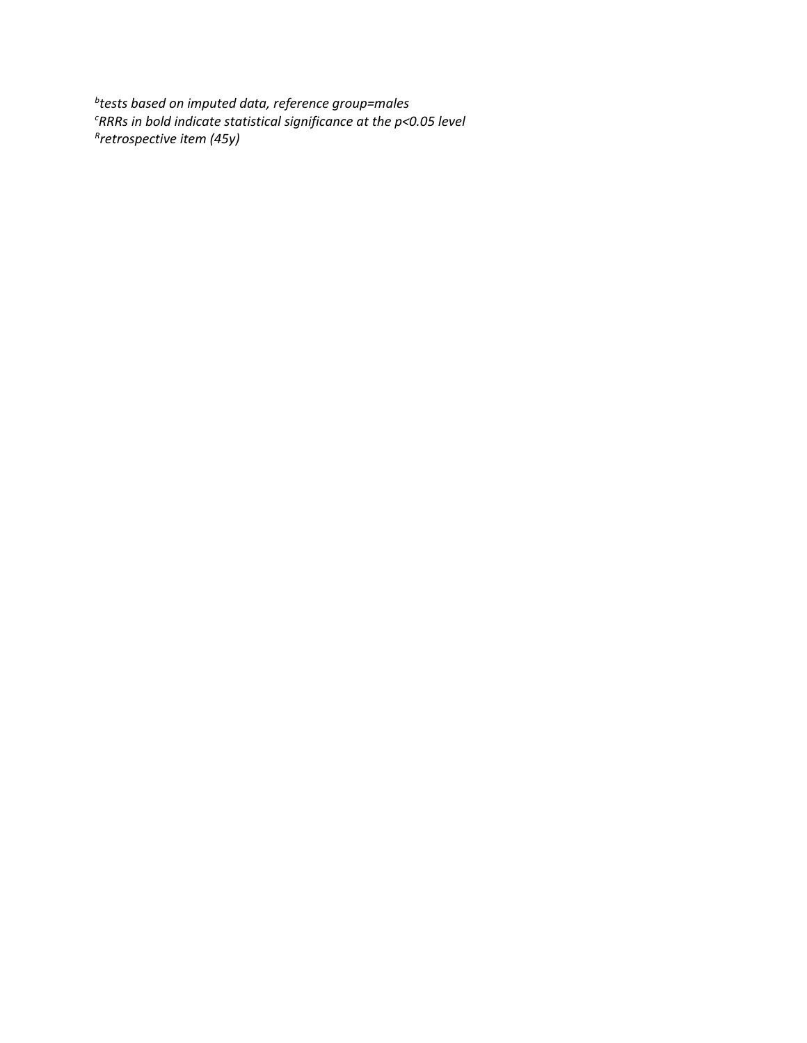[b]*tests based on imputed data, reference group=males*
[c]*RRRs in bold indicate statistical significance at the $p<0.05$ level*
[R]*retrospective item (45y)*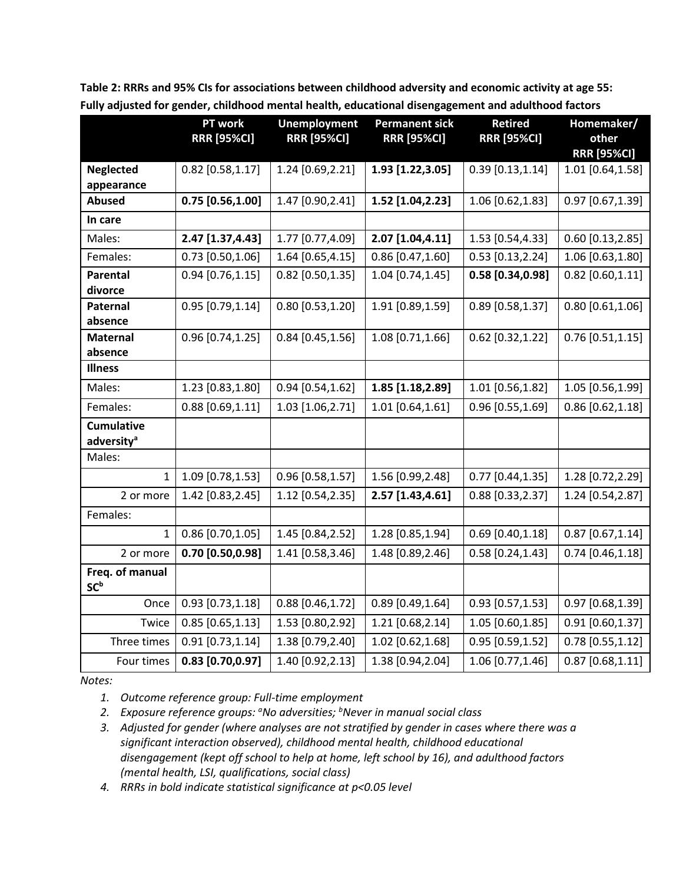**Table 2: RRRs and 95% CIs for associations between childhood adversity and economic activity at age 55: Fully adjusted for gender, childhood mental health, educational disengagement and adulthood factors**

| | PT work RRR [95%CI] | Unemployment RRR [95%CI] | Permanent sick RRR [95%CI] | Retired RRR [95%CI] | Homemaker/ other RRR [95%CI] |
|---|---|---|---|---|---|
| **Neglected appearance** | 0.82 [0.58,1.17] | 1.24 [0.69,2.21] | **1.93 [1.22,3.05]** | 0.39 [0.13,1.14] | 1.01 [0.64,1.58] |
| **Abused** | **0.75 [0.56,1.00]** | 1.47 [0.90,2.41] | **1.52 [1.04,2.23]** | 1.06 [0.62,1.83] | 0.97 [0.67,1.39] |
| **In care** | | | | | |
| Males: | **2.47 [1.37,4.43]** | 1.77 [0.77,4.09] | **2.07 [1.04,4.11]** | 1.53 [0.54,4.33] | 0.60 [0.13,2.85] |
| Females: | 0.73 [0.50,1.06] | 1.64 [0.65,4.15] | 0.86 [0.47,1.60] | 0.53 [0.13,2.24] | 1.06 [0.63,1.80] |
| **Parental divorce** | 0.94 [0.76,1.15] | 0.82 [0.50,1.35] | 1.04 [0.74,1.45] | **0.58 [0.34,0.98]** | 0.82 [0.60,1.11] |
| **Paternal absence** | 0.95 [0.79,1.14] | 0.80 [0.53,1.20] | 1.91 [0.89,1.59] | 0.89 [0.58,1.37] | 0.80 [0.61,1.06] |
| **Maternal absence** | 0.96 [0.74,1.25] | 0.84 [0.45,1.56] | 1.08 [0.71,1.66] | 0.62 [0.32,1.22] | 0.76 [0.51,1.15] |
| **Illness** | | | | | |
| Males: | 1.23 [0.83,1.80] | 0.94 [0.54,1.62] | **1.85 [1.18,2.89]** | 1.01 [0.56,1.82] | 1.05 [0.56,1.99] |
| Females: | 0.88 [0.69,1.11] | 1.03 [1.06,2.71] | 1.01 [0.64,1.61] | 0.96 [0.55,1.69] | 0.86 [0.62,1.18] |
| **Cumulative adversity**[a] | | | | | |
| Males: | | | | | |
| 1 | 1.09 [0.78,1.53] | 0.96 [0.58,1.57] | 1.56 [0.99,2.48] | 0.77 [0.44,1.35] | 1.28 [0.72,2.29] |
| 2 or more | 1.42 [0.83,2.45] | 1.12 [0.54,2.35] | **2.57 [1.43,4.61]** | 0.88 [0.33,2.37] | 1.24 [0.54,2.87] |
| Females: | | | | | |
| 1 | 0.86 [0.70,1.05] | 1.45 [0.84,2.52] | 1.28 [0.85,1.94] | 0.69 [0.40,1.18] | 0.87 [0.67,1.14] |
| 2 or more | **0.70 [0.50,0.98]** | 1.41 [0.58,3.46] | 1.48 [0.89,2.46] | 0.58 [0.24,1.43] | 0.74 [0.46,1.18] |
| **Freq. of manual SC**[b] | | | | | |
| Once | 0.93 [0.73,1.18] | 0.88 [0.46,1.72] | 0.89 [0.49,1.64] | 0.93 [0.57,1.53] | 0.97 [0.68,1.39] |
| Twice | 0.85 [0.65,1.13] | 1.53 [0.80,2.92] | 1.21 [0.68,2.14] | 1.05 [0.60,1.85] | 0.91 [0.60,1.37] |
| Three times | 0.91 [0.73,1.14] | 1.38 [0.79,2.40] | 1.02 [0.62,1.68] | 0.95 [0.59,1.52] | 0.78 [0.55,1.12] |
| Four times | **0.83 [0.70,0.97]** | 1.40 [0.92,2.13] | 1.38 [0.94,2.04] | 1.06 [0.77,1.46] | 0.87 [0.68,1.11] |

*Notes:*

1. *Outcome reference group: Full-time employment*
2. *Exposure reference groups: [a]No adversities; [b]Never in manual social class*
3. *Adjusted for gender (where analyses are not stratified by gender in cases where there was a significant interaction observed), childhood mental health, childhood educational disengagement (kept off school to help at home, left school by 16), and adulthood factors (mental health, LSI, qualifications, social class)*
4. *RRRs in bold indicate statistical significance at p<0.05 level*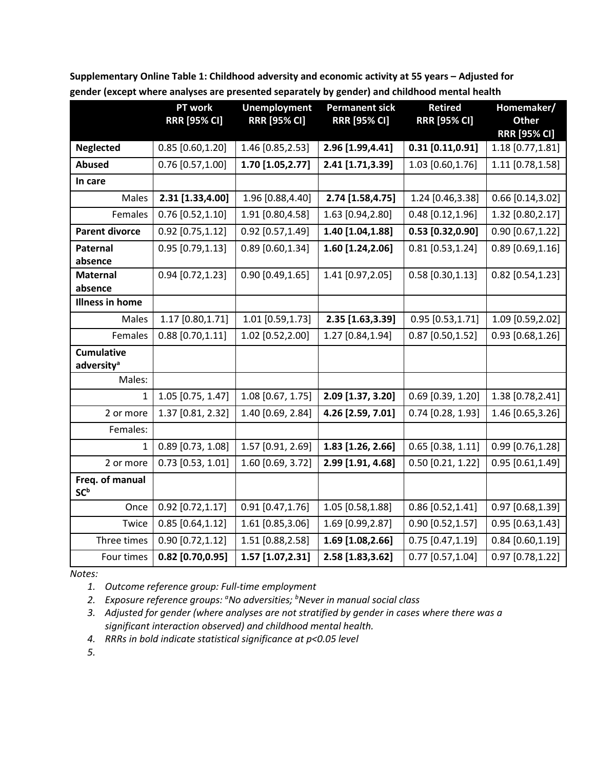**Supplementary Online Table 1: Childhood adversity and economic activity at 55 years – Adjusted for gender (except where analyses are presented separately by gender) and childhood mental health**

| | PT work RRR [95% CI] | Unemployment RRR [95% CI] | Permanent sick RRR [95% CI] | Retired RRR [95% CI] | Homemaker/ Other RRR [95% CI] |
|---|---|---|---|---|---|
| **Neglected** | 0.85 [0.60,1.20] | 1.46 [0.85,2.53] | **2.96 [1.99,4.41]** | **0.31 [0.11,0.91]** | 1.18 [0.77,1.81] |
| **Abused** | 0.76 [0.57,1.00] | **1.70 [1.05,2.77]** | **2.41 [1.71,3.39]** | 1.03 [0.60,1.76] | 1.11 [0.78,1.58] |
| **In care** | | | | | |
| Males | **2.31 [1.33,4.00]** | 1.96 [0.88,4.40] | **2.74 [1.58,4.75]** | 1.24 [0.46,3.38] | 0.66 [0.14,3.02] |
| Females | 0.76 [0.52,1.10] | 1.91 [0.80,4.58] | 1.63 [0.94,2.80] | 0.48 [0.12,1.96] | 1.32 [0.80,2.17] |
| **Parent divorce** | 0.92 [0.75,1.12] | 0.92 [0.57,1.49] | **1.40 [1.04,1.88]** | **0.53 [0.32,0.90]** | 0.90 [0.67,1.22] |
| **Paternal absence** | 0.95 [0.79,1.13] | 0.89 [0.60,1.34] | **1.60 [1.24,2.06]** | 0.81 [0.53,1.24] | 0.89 [0.69,1.16] |
| **Maternal absence** | 0.94 [0.72,1.23] | 0.90 [0.49,1.65] | 1.41 [0.97,2.05] | 0.58 [0.30,1.13] | 0.82 [0.54,1.23] |
| **Illness in home** | | | | | |
| Males | 1.17 [0.80,1.71] | 1.01 [0.59,1.73] | **2.35 [1.63,3.39]** | 0.95 [0.53,1.71] | 1.09 [0.59,2.02] |
| Females | 0.88 [0.70,1.11] | 1.02 [0.52,2.00] | 1.27 [0.84,1.94] | 0.87 [0.50,1.52] | 0.93 [0.68,1.26] |
| **Cumulative adversity[a]** | | | | | |
| Males: | | | | | |
| 1 | 1.05 [0.75, 1.47] | 1.08 [0.67, 1.75] | **2.09 [1.37, 3.20]** | 0.69 [0.39, 1.20] | 1.38 [0.78,2.41] |
| 2 or more | 1.37 [0.81, 2.32] | 1.40 [0.69, 2.84] | **4.26 [2.59, 7.01]** | 0.74 [0.28, 1.93] | 1.46 [0.65,3.26] |
| Females: | | | | | |
| 1 | 0.89 [0.73, 1.08] | 1.57 [0.91, 2.69] | **1.83 [1.26, 2.66]** | 0.65 [0.38, 1.11] | 0.99 [0.76,1.28] |
| 2 or more | 0.73 [0.53, 1.01] | 1.60 [0.69, 3.72] | **2.99 [1.91, 4.68]** | 0.50 [0.21, 1.22] | 0.95 [0.61,1.49] |
| **Freq. of manual SC[b]** | | | | | |
| Once | 0.92 [0.72,1.17] | 0.91 [0.47,1.76] | 1.05 [0.58,1.88] | 0.86 [0.52,1.41] | 0.97 [0.68,1.39] |
| Twice | 0.85 [0.64,1.12] | 1.61 [0.85,3.06] | 1.69 [0.99,2.87] | 0.90 [0.52,1.57] | 0.95 [0.63,1.43] |
| Three times | 0.90 [0.72,1.12] | 1.51 [0.88,2.58] | **1.69 [1.08,2.66]** | 0.75 [0.47,1.19] | 0.84 [0.60,1.19] |
| Four times | **0.82 [0.70,0.95]** | **1.57 [1.07,2.31]** | **2.58 [1.83,3.62]** | 0.77 [0.57,1.04] | 0.97 [0.78,1.22] |

*Notes:*

1. *Outcome reference group: Full-time employment*
2. *Exposure reference groups: [a]No adversities; [b]Never in manual social class*
3. *Adjusted for gender (where analyses are not stratified by gender in cases where there was a significant interaction observed) and childhood mental health.*
4. *RRRs in bold indicate statistical significance at p<0.05 level*
5.